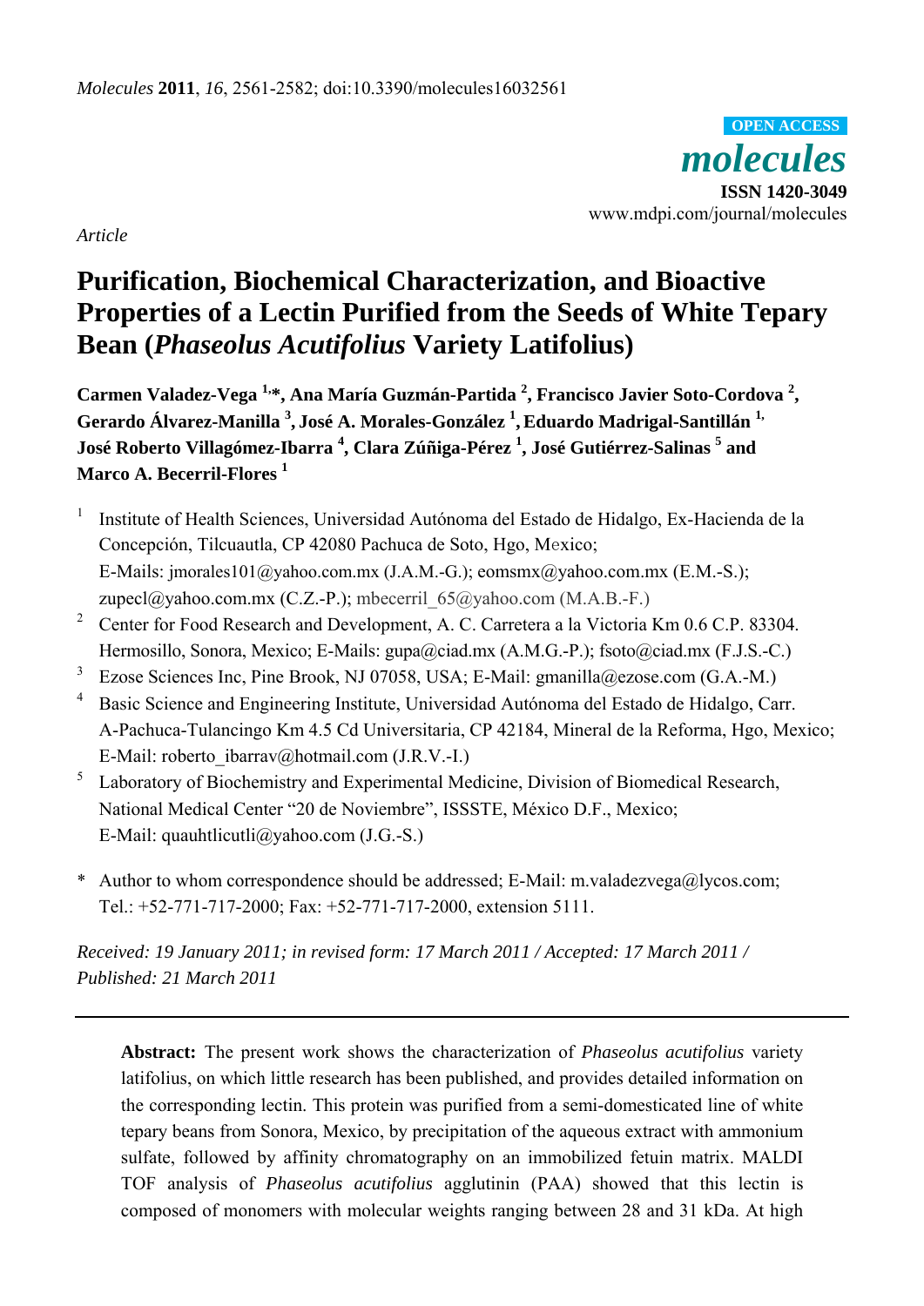Article

# Purification, Biochemical Characterization, and Bioactive Properties of a Lectin Purified from the Seeds of White Tepary Bean (*Phaseolus Acutifolius* Variety Latifolius)

**Carmen Valadez-Vega [1,*], Ana María Guzmán-Partida [2], Francisco Javier Soto-Cordova [2], Gerardo Álvarez-Manilla [3], José A. Morales-González [1], Eduardo Madrigal-Santillán [1], José Roberto Villagómez-Ibarra [4], Clara Zúñiga-Pérez [1], José Gutiérrez-Salinas [5] and Marco A. Becerril-Flores [1]**

1. Institute of Health Sciences, Universidad Autónoma del Estado de Hidalgo, Ex-Hacienda de la Concepción, Tilcuautla, CP 42080 Pachuca de Soto, Hgo, Mexico; E-Mails: jmorales101@yahoo.com.mx (J.A.M.-G.); eomsmx@yahoo.com.mx (E.M.-S.); zupecl@yahoo.com.mx (C.Z.-P.); mbecerril_65@yahoo.com (M.A.B.-F.)
2. Center for Food Research and Development, A. C. Carretera a la Victoria Km 0.6 C.P. 83304. Hermosillo, Sonora, Mexico; E-Mails: gupa@ciad.mx (A.M.G.-P.); fsoto@ciad.mx (F.J.S.-C.)
3. Ezose Sciences Inc, Pine Brook, NJ 07058, USA; E-Mail: gmanilla@ezose.com (G.A.-M.)
4. Basic Science and Engineering Institute, Universidad Autónoma del Estado de Hidalgo, Carr. A-Pachuca-Tulancingo Km 4.5 Cd Universitaria, CP 42184, Mineral de la Reforma, Hgo, Mexico; E-Mail: roberto_ibarrav@hotmail.com (J.R.V.-I.)
5. Laboratory of Biochemistry and Experimental Medicine, Division of Biomedical Research, National Medical Center "20 de Noviembre", ISSSTE, México D.F., Mexico; E-Mail: quauhtlicutli@yahoo.com (J.G.-S.)

\* Author to whom correspondence should be addressed; E-Mail: m.valadezvega@lycos.com; Tel.: +52-771-717-2000; Fax: +52-771-717-2000, extension 5111.

*Received: 19 January 2011; in revised form: 17 March 2011 / Accepted: 17 March 2011 / Published: 21 March 2011*

**Abstract:** The present work shows the characterization of *Phaseolus acutifolius* variety latifolius, on which little research has been published, and provides detailed information on the corresponding lectin. This protein was purified from a semi-domesticated line of white tepary beans from Sonora, Mexico, by precipitation of the aqueous extract with ammonium sulfate, followed by affinity chromatography on an immobilized fetuin matrix. MALDI TOF analysis of *Phaseolus acutifolius* agglutinin (PAA) showed that this lectin is composed of monomers with molecular weights ranging between 28 and 31 kDa. At high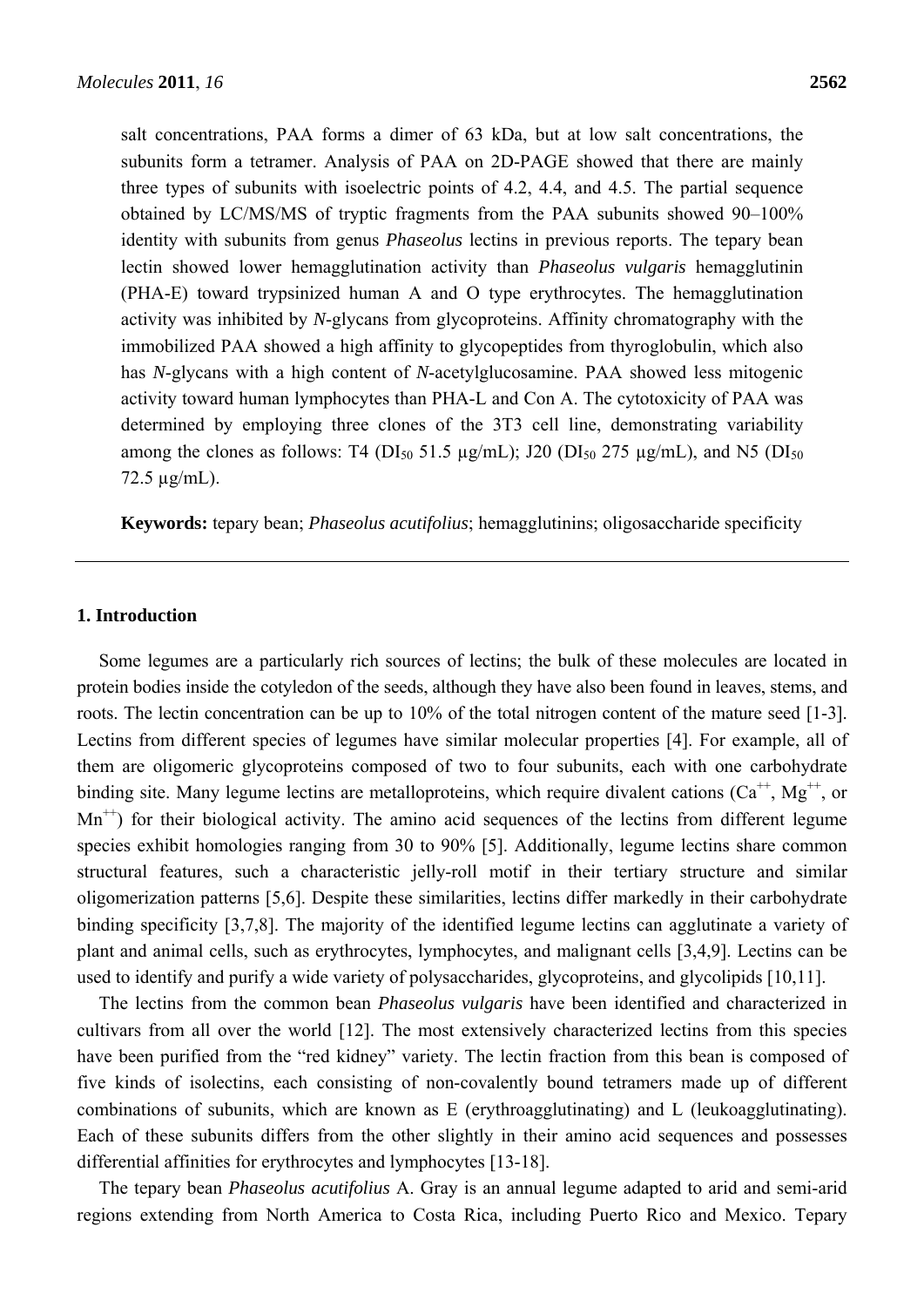salt concentrations, PAA forms a dimer of 63 kDa, but at low salt concentrations, the subunits form a tetramer. Analysis of PAA on 2D-PAGE showed that there are mainly three types of subunits with isoelectric points of 4.2, 4.4, and 4.5. The partial sequence obtained by LC/MS/MS of tryptic fragments from the PAA subunits showed 90–100% identity with subunits from genus *Phaseolus* lectins in previous reports. The tepary bean lectin showed lower hemagglutination activity than *Phaseolus vulgaris* hemagglutinin (PHA-E) toward trypsinized human A and O type erythrocytes. The hemagglutination activity was inhibited by *N*-glycans from glycoproteins. Affinity chromatography with the immobilized PAA showed a high affinity to glycopeptides from thyroglobulin, which also has *N*-glycans with a high content of *N*-acetylglucosamine. PAA showed less mitogenic activity toward human lymphocytes than PHA-L and Con A. The cytotoxicity of PAA was determined by employing three clones of the 3T3 cell line, demonstrating variability among the clones as follows: T4 ($DI_{50}$ 51.5 μg/mL); J20 ($DI_{50}$ 275 μg/mL), and N5 ($DI_{50}$ 72.5 μg/mL).

**Keywords:** tepary bean; *Phaseolus acutifolius*; hemagglutinins; oligosaccharide specificity

## 1. Introduction

Some legumes are a particularly rich sources of lectins; the bulk of these molecules are located in protein bodies inside the cotyledon of the seeds, although they have also been found in leaves, stems, and roots. The lectin concentration can be up to 10% of the total nitrogen content of the mature seed [1-3]. Lectins from different species of legumes have similar molecular properties [4]. For example, all of them are oligomeric glycoproteins composed of two to four subunits, each with one carbohydrate binding site. Many legume lectins are metalloproteins, which require divalent cations ($Ca^{++}$, $Mg^{++}$, or $Mn^{++}$) for their biological activity. The amino acid sequences of the lectins from different legume species exhibit homologies ranging from 30 to 90% [5]. Additionally, legume lectins share common structural features, such a characteristic jelly-roll motif in their tertiary structure and similar oligomerization patterns [5,6]. Despite these similarities, lectins differ markedly in their carbohydrate binding specificity [3,7,8]. The majority of the identified legume lectins can agglutinate a variety of plant and animal cells, such as erythrocytes, lymphocytes, and malignant cells [3,4,9]. Lectins can be used to identify and purify a wide variety of polysaccharides, glycoproteins, and glycolipids [10,11].

The lectins from the common bean *Phaseolus vulgaris* have been identified and characterized in cultivars from all over the world [12]. The most extensively characterized lectins from this species have been purified from the "red kidney" variety. The lectin fraction from this bean is composed of five kinds of isolectins, each consisting of non-covalently bound tetramers made up of different combinations of subunits, which are known as E (erythroagglutinating) and L (leukoagglutinating). Each of these subunits differs from the other slightly in their amino acid sequences and possesses differential affinities for erythrocytes and lymphocytes [13-18].

The tepary bean *Phaseolus acutifolius* A. Gray is an annual legume adapted to arid and semi-arid regions extending from North America to Costa Rica, including Puerto Rico and Mexico. Tepary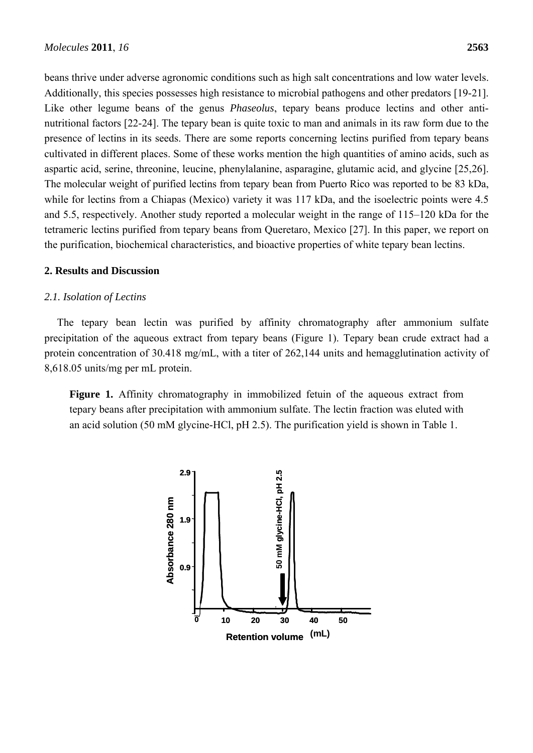beans thrive under adverse agronomic conditions such as high salt concentrations and low water levels. Additionally, this species possesses high resistance to microbial pathogens and other predators [19-21]. Like other legume beans of the genus *Phaseolus*, tepary beans produce lectins and other anti-nutritional factors [22-24]. The tepary bean is quite toxic to man and animals in its raw form due to the presence of lectins in its seeds. There are some reports concerning lectins purified from tepary beans cultivated in different places. Some of these works mention the high quantities of amino acids, such as aspartic acid, serine, threonine, leucine, phenylalanine, asparagine, glutamic acid, and glycine [25,26]. The molecular weight of purified lectins from tepary bean from Puerto Rico was reported to be 83 kDa, while for lectins from a Chiapas (Mexico) variety it was 117 kDa, and the isoelectric points were 4.5 and 5.5, respectively. Another study reported a molecular weight in the range of 115–120 kDa for the tetrameric lectins purified from tepary beans from Queretaro, Mexico [27]. In this paper, we report on the purification, biochemical characteristics, and bioactive properties of white tepary bean lectins.

## 2. Results and Discussion

### *2.1. Isolation of Lectins*

The tepary bean lectin was purified by affinity chromatography after ammonium sulfate precipitation of the aqueous extract from tepary beans (Figure 1). Tepary bean crude extract had a protein concentration of 30.418 mg/mL, with a titer of 262,144 units and hemagglutination activity of 8,618.05 units/mg per mL protein.

**Figure 1.** Affinity chromatography in immobilized fetuin of the aqueous extract from tepary beans after precipitation with ammonium sulfate. The lectin fraction was eluted with an acid solution (50 mM glycine-HCl, pH 2.5). The purification yield is shown in Table 1.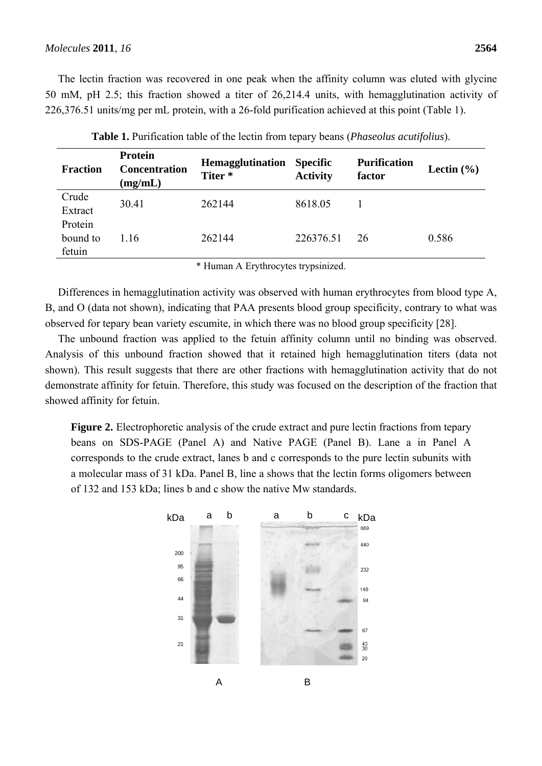The lectin fraction was recovered in one peak when the affinity column was eluted with glycine 50 mM, pH 2.5; this fraction showed a titer of 26,214.4 units, with hemagglutination activity of 226,376.51 units/mg per mL protein, with a 26-fold purification achieved at this point (Table 1).

**Table 1.** Purification table of the lectin from tepary beans (*Phaseolus acutifolius*).

| Fraction | Protein Concentration (mg/mL) | Hemagglutination Titer * | Specific Activity | Purification factor | Lectin (%) |
|---|---|---|---|---|---|
| Crude Extract | 30.41 | 262144 | 8618.05 | 1 | |
| Protein bound to fetuin | 1.16 | 262144 | 226376.51 | 26 | 0.586 |

\* Human A Erythrocytes trypsinized.

Differences in hemagglutination activity was observed with human erythrocytes from blood type A, B, and O (data not shown), indicating that PAA presents blood group specificity, contrary to what was observed for tepary bean variety escumite, in which there was no blood group specificity [28].

The unbound fraction was applied to the fetuin affinity column until no binding was observed. Analysis of this unbound fraction showed that it retained high hemagglutination titers (data not shown). This result suggests that there are other fractions with hemagglutination activity that do not demonstrate affinity for fetuin. Therefore, this study was focused on the description of the fraction that showed affinity for fetuin.

**Figure 2.** Electrophoretic analysis of the crude extract and pure lectin fractions from tepary beans on SDS-PAGE (Panel A) and Native PAGE (Panel B). Lane a in Panel A corresponds to the crude extract, lanes b and c corresponds to the pure lectin subunits with a molecular mass of 31 kDa. Panel B, line a shows that the lectin forms oligomers between of 132 and 153 kDa; lines b and c show the native Mw standards.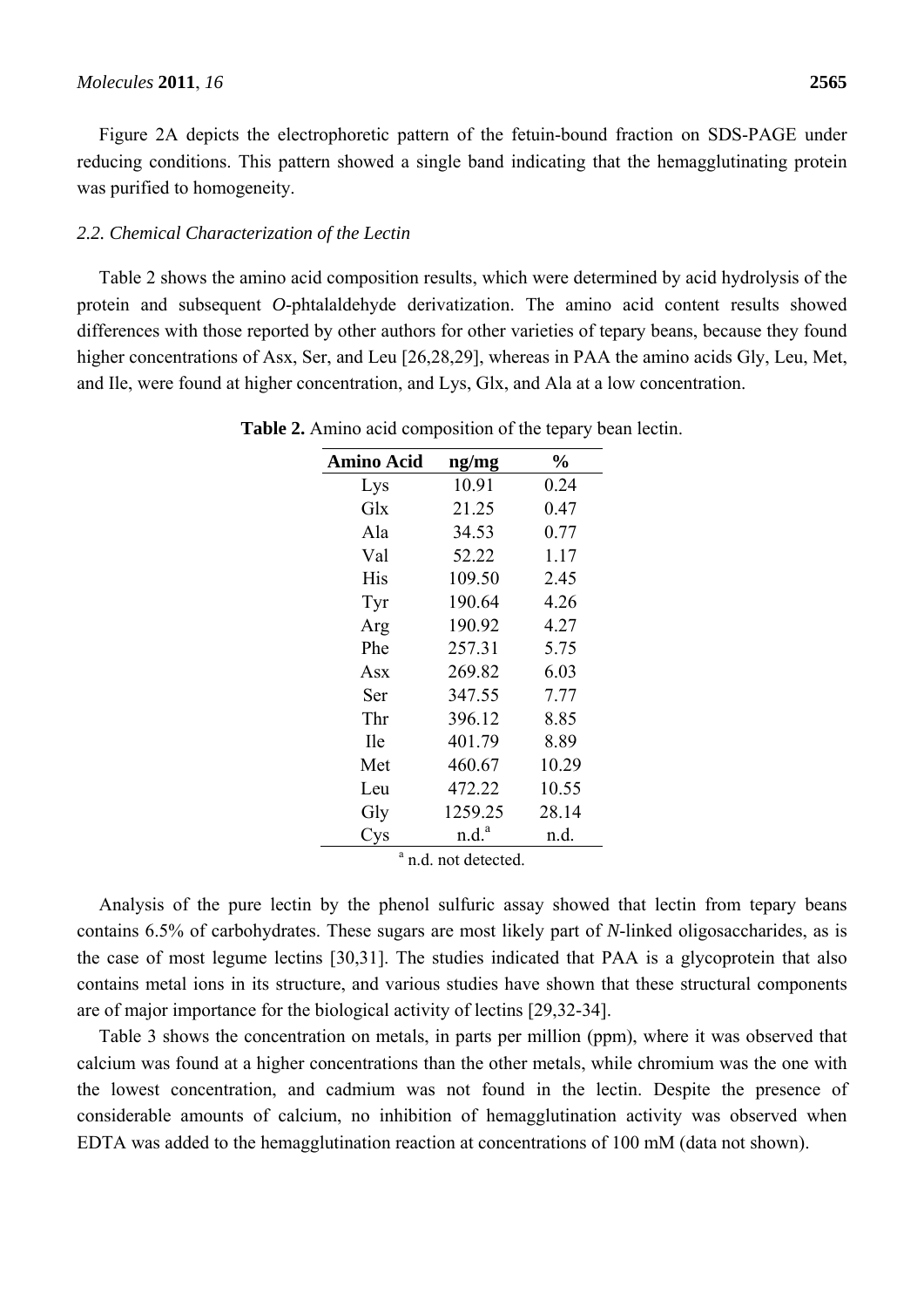Figure 2A depicts the electrophoretic pattern of the fetuin-bound fraction on SDS-PAGE under reducing conditions. This pattern showed a single band indicating that the hemagglutinating protein was purified to homogeneity.

### *2.2. Chemical Characterization of the Lectin*

Table 2 shows the amino acid composition results, which were determined by acid hydrolysis of the protein and subsequent *O*-phtalaldehyde derivatization. The amino acid content results showed differences with those reported by other authors for other varieties of tepary beans, because they found higher concentrations of Asx, Ser, and Leu [26,28,29], whereas in PAA the amino acids Gly, Leu, Met, and Ile, were found at higher concentration, and Lys, Glx, and Ala at a low concentration.

**Table 2.** Amino acid composition of the tepary bean lectin.

| Amino Acid | ng/mg | % |
|---|---|---|
| Lys | 10.91 | 0.24 |
| Glx | 21.25 | 0.47 |
| Ala | 34.53 | 0.77 |
| Val | 52.22 | 1.17 |
| His | 109.50 | 2.45 |
| Tyr | 190.64 | 4.26 |
| Arg | 190.92 | 4.27 |
| Phe | 257.31 | 5.75 |
| Asx | 269.82 | 6.03 |
| Ser | 347.55 | 7.77 |
| Thr | 396.12 | 8.85 |
| Ile | 401.79 | 8.89 |
| Met | 460.67 | 10.29 |
| Leu | 472.22 | 10.55 |
| Gly | 1259.25 | 28.14 |
| Cys | n.d.[a] | n.d. |

[a] n.d. not detected.

Analysis of the pure lectin by the phenol sulfuric assay showed that lectin from tepary beans contains 6.5% of carbohydrates. These sugars are most likely part of *N*-linked oligosaccharides, as is the case of most legume lectins [30,31]. The studies indicated that PAA is a glycoprotein that also contains metal ions in its structure, and various studies have shown that these structural components are of major importance for the biological activity of lectins [29,32-34].

Table 3 shows the concentration on metals, in parts per million (ppm), where it was observed that calcium was found at a higher concentrations than the other metals, while chromium was the one with the lowest concentration, and cadmium was not found in the lectin. Despite the presence of considerable amounts of calcium, no inhibition of hemagglutination activity was observed when EDTA was added to the hemagglutination reaction at concentrations of 100 mM (data not shown).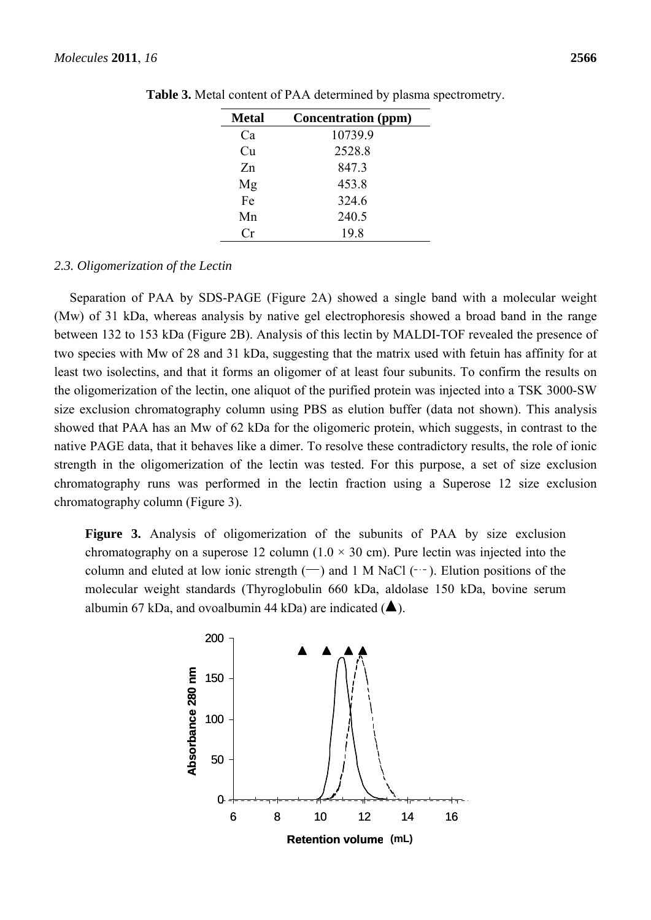**Table 3.** Metal content of PAA determined by plasma spectrometry.

| Metal | Concentration (ppm) |
| --- | --- |
| Ca | 10739.9 |
| Cu | 2528.8 |
| Zn | 847.3 |
| Mg | 453.8 |
| Fe | 324.6 |
| Mn | 240.5 |
| Cr | 19.8 |

### *2.3. Oligomerization of the Lectin*

Separation of PAA by SDS-PAGE (Figure 2A) showed a single band with a molecular weight (Mw) of 31 kDa, whereas analysis by native gel electrophoresis showed a broad band in the range between 132 to 153 kDa (Figure 2B). Analysis of this lectin by MALDI-TOF revealed the presence of two species with Mw of 28 and 31 kDa, suggesting that the matrix used with fetuin has affinity for at least two isolectins, and that it forms an oligomer of at least four subunits. To confirm the results on the oligomerization of the lectin, one aliquot of the purified protein was injected into a TSK 3000-SW size exclusion chromatography column using PBS as elution buffer (data not shown). This analysis showed that PAA has an Mw of 62 kDa for the oligomeric protein, which suggests, in contrast to the native PAGE data, that it behaves like a dimer. To resolve these contradictory results, the role of ionic strength in the oligomerization of the lectin was tested. For this purpose, a set of size exclusion chromatography runs was performed in the lectin fraction using a Superose 12 size exclusion chromatography column (Figure 3).

**Figure 3.** Analysis of oligomerization of the subunits of PAA by size exclusion chromatography on a superose 12 column (1.0 × 30 cm). Pure lectin was injected into the column and eluted at low ionic strength (—) and 1 M NaCl (-·-). Elution positions of the molecular weight standards (Thyroglobulin 660 kDa, aldolase 150 kDa, bovine serum albumin 67 kDa, and ovoalbumin 44 kDa) are indicated (▲).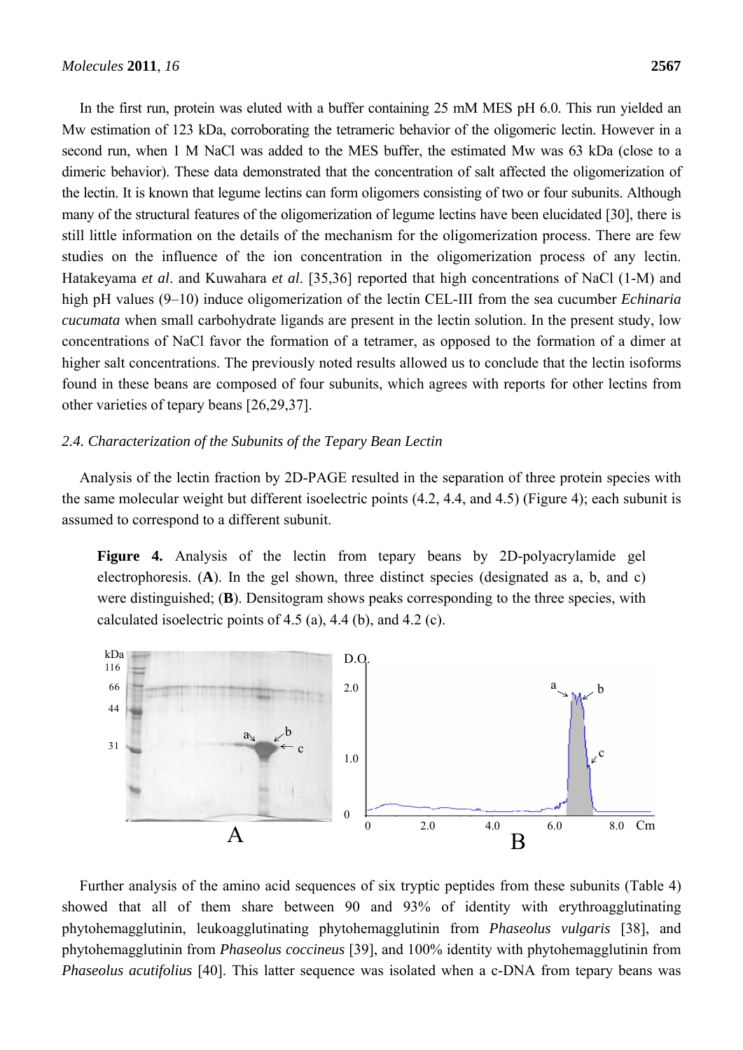In the first run, protein was eluted with a buffer containing 25 mM MES pH 6.0. This run yielded an Mw estimation of 123 kDa, corroborating the tetrameric behavior of the oligomeric lectin. However in a second run, when 1 M NaCl was added to the MES buffer, the estimated Mw was 63 kDa (close to a dimeric behavior). These data demonstrated that the concentration of salt affected the oligomerization of the lectin. It is known that legume lectins can form oligomers consisting of two or four subunits. Although many of the structural features of the oligomerization of legume lectins have been elucidated [30], there is still little information on the details of the mechanism for the oligomerization process. There are few studies on the influence of the ion concentration in the oligomerization process of any lectin. Hatakeyama *et al*. and Kuwahara *et al*. [35,36] reported that high concentrations of NaCl (1-M) and high pH values (9–10) induce oligomerization of the lectin CEL-III from the sea cucumber *Echinaria cucumata* when small carbohydrate ligands are present in the lectin solution. In the present study, low concentrations of NaCl favor the formation of a tetramer, as opposed to the formation of a dimer at higher salt concentrations. The previously noted results allowed us to conclude that the lectin isoforms found in these beans are composed of four subunits, which agrees with reports for other lectins from other varieties of tepary beans [26,29,37].

### *2.4. Characterization of the Subunits of the Tepary Bean Lectin*

Analysis of the lectin fraction by 2D-PAGE resulted in the separation of three protein species with the same molecular weight but different isoelectric points (4.2, 4.4, and 4.5) (Figure 4); each subunit is assumed to correspond to a different subunit.

**Figure 4.** Analysis of the lectin from tepary beans by 2D-polyacrylamide gel electrophoresis. (**A**). In the gel shown, three distinct species (designated as a, b, and c) were distinguished; (**B**). Densitogram shows peaks corresponding to the three species, with calculated isoelectric points of 4.5 (a), 4.4 (b), and 4.2 (c).

Further analysis of the amino acid sequences of six tryptic peptides from these subunits (Table 4) showed that all of them share between 90 and 93% of identity with erythroagglutinating phytohemagglutinin, leukoagglutinating phytohemagglutinin from *Phaseolus vulgaris* [38], and phytohemagglutinin from *Phaseolus coccineus* [39], and 100% identity with phytohemagglutinin from *Phaseolus acutifolius* [40]. This latter sequence was isolated when a c-DNA from tepary beans was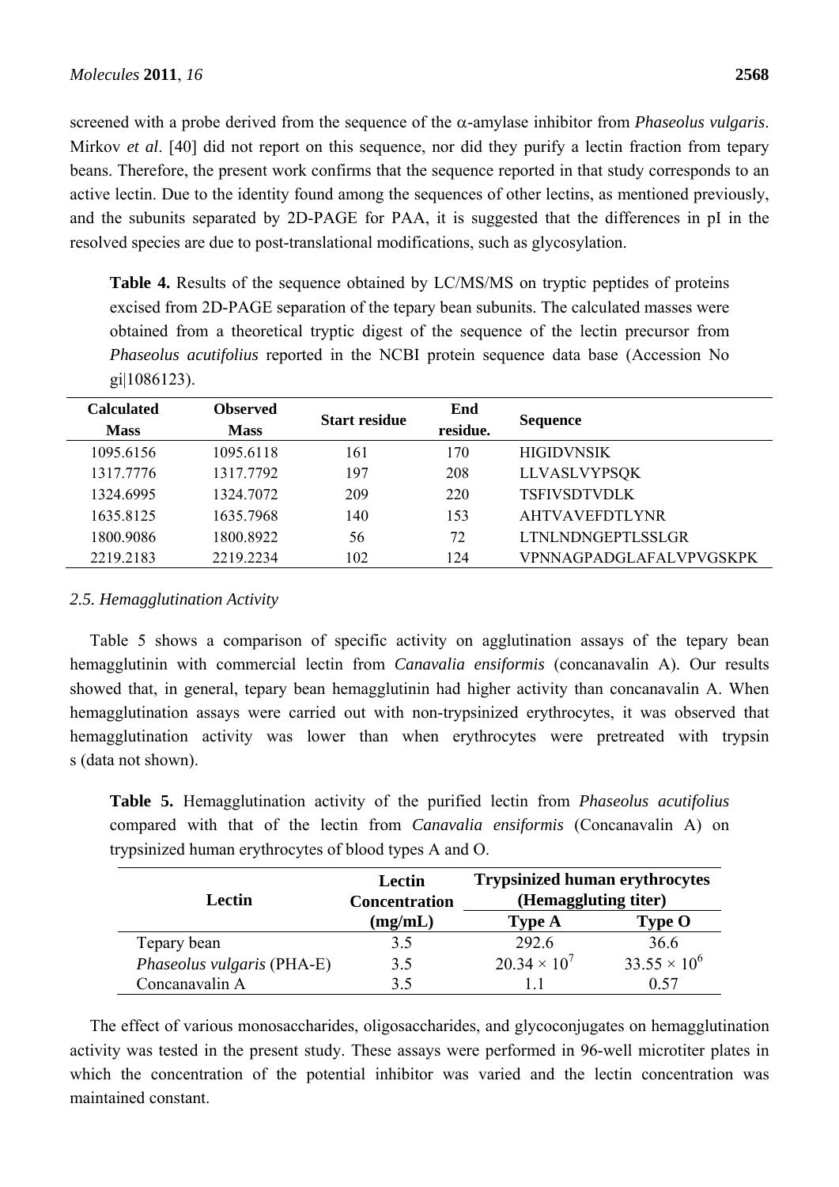screened with a probe derived from the sequence of the α-amylase inhibitor from *Phaseolus vulgaris*. Mirkov *et al*. [40] did not report on this sequence, nor did they purify a lectin fraction from tepary beans. Therefore, the present work confirms that the sequence reported in that study corresponds to an active lectin. Due to the identity found among the sequences of other lectins, as mentioned previously, and the subunits separated by 2D-PAGE for PAA, it is suggested that the differences in pI in the resolved species are due to post-translational modifications, such as glycosylation.

**Table 4.** Results of the sequence obtained by LC/MS/MS on tryptic peptides of proteins excised from 2D-PAGE separation of the tepary bean subunits. The calculated masses were obtained from a theoretical tryptic digest of the sequence of the lectin precursor from *Phaseolus acutifolius* reported in the NCBI protein sequence data base (Accession No gi|1086123).

| Calculated Mass | Observed Mass | Start residue | End residue. | Sequence |
|---|---|---|---|---|
| 1095.6156 | 1095.6118 | 161 | 170 | HIGIDVNSIK |
| 1317.7776 | 1317.7792 | 197 | 208 | LLVASLVYPSQK |
| 1324.6995 | 1324.7072 | 209 | 220 | TSFIVSDTVDLK |
| 1635.8125 | 1635.7968 | 140 | 153 | AHTVAVEFDTLYNR |
| 1800.9086 | 1800.8922 | 56 | 72 | LTNLNDNGEPTLSSLGR |
| 2219.2183 | 2219.2234 | 102 | 124 | VPNNAGPADGLAFALVPVGSKPK |

### 2.5. Hemagglutination Activity

Table 5 shows a comparison of specific activity on agglutination assays of the tepary bean hemagglutinin with commercial lectin from *Canavalia ensiformis* (concanavalin A). Our results showed that, in general, tepary bean hemagglutinin had higher activity than concanavalin A. When hemagglutination assays were carried out with non-trypsinized erythrocytes, it was observed that hemagglutination activity was lower than when erythrocytes were pretreated with trypsin s (data not shown).

**Table 5.** Hemagglutination activity of the purified lectin from *Phaseolus acutifolius* compared with that of the lectin from *Canavalia ensiformis* (Concanavalin A) on trypsinized human erythrocytes of blood types A and O.

| Lectin | Lectin Concentration (mg/mL) | Trypsinized human erythrocytes (Hemaggluting titer) | |
|---|---|---|---|
| | | Type A | Type O |
| Tepary bean | 3.5 | 292.6 | 36.6 |
| *Phaseolus vulgaris* (PHA-E) | 3.5 | $20.34 \times 10^7$ | $33.55 \times 10^6$ |
| Concanavalin A | 3.5 | 1.1 | 0.57 |

The effect of various monosaccharides, oligosaccharides, and glycoconjugates on hemagglutination activity was tested in the present study. These assays were performed in 96-well microtiter plates in which the concentration of the potential inhibitor was varied and the lectin concentration was maintained constant.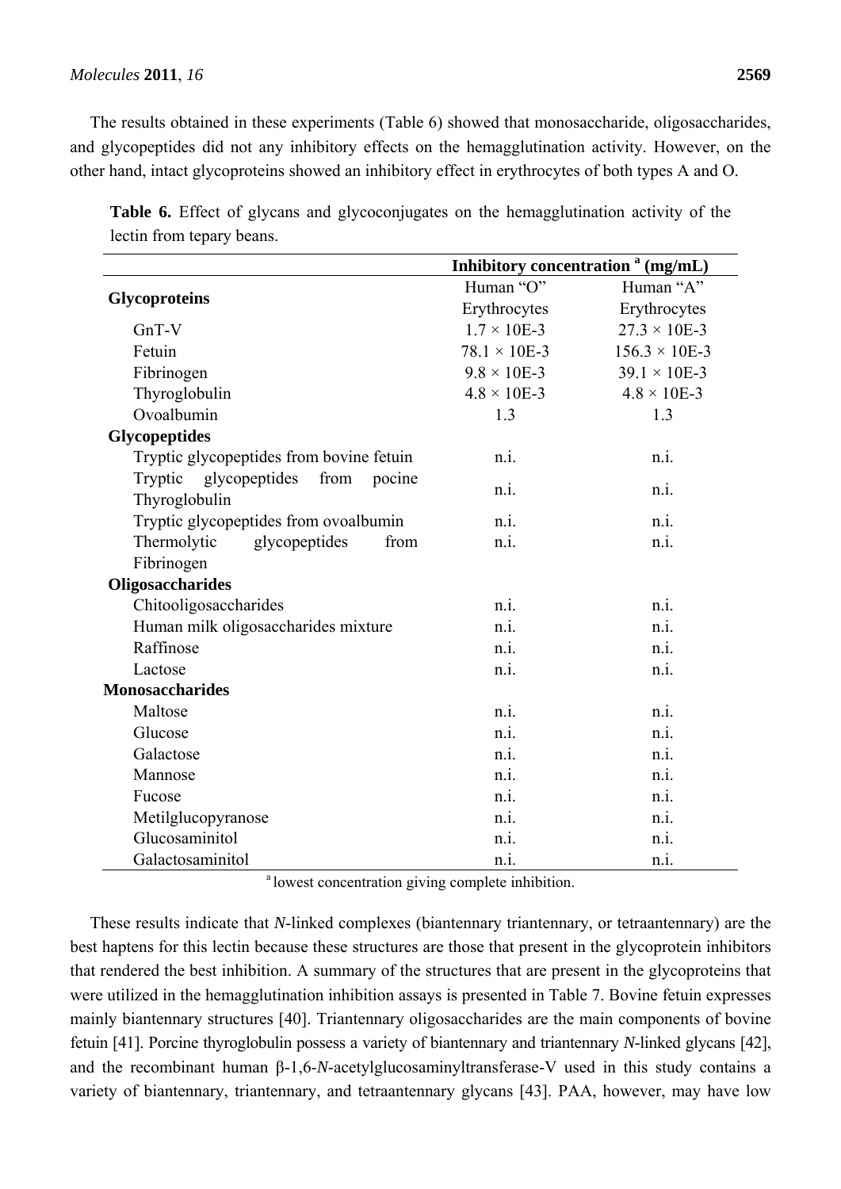The results obtained in these experiments (Table 6) showed that monosaccharide, oligosaccharides, and glycopeptides did not any inhibitory effects on the hemagglutination activity. However, on the other hand, intact glycoproteins showed an inhibitory effect in erythrocytes of both types A and O.

**Table 6.** Effect of glycans and glycoconjugates on the hemagglutination activity of the lectin from tepary beans.

| | Inhibitory concentration [a] (mg/mL) | |
|---|---|---|
| **Glycoproteins** | Human "O" Erythrocytes | Human "A" Erythrocytes |
| GnT-V | 1.7 × 10E-3 | 27.3 × 10E-3 |
| Fetuin | 78.1 × 10E-3 | 156.3 × 10E-3 |
| Fibrinogen | 9.8 × 10E-3 | 39.1 × 10E-3 |
| Thyroglobulin | 4.8 × 10E-3 | 4.8 × 10E-3 |
| Ovoalbumin | 1.3 | 1.3 |
| **Glycopeptides** | | |
| Tryptic glycopeptides from bovine fetuin | n.i. | n.i. |
| Tryptic glycopeptides from pocine Thyroglobulin | n.i. | n.i. |
| Tryptic glycopeptides from ovoalbumin | n.i. | n.i. |
| Thermolytic glycopeptides from Fibrinogen | n.i. | n.i. |
| **Oligosaccharides** | | |
| Chitooligosaccharides | n.i. | n.i. |
| Human milk oligosaccharides mixture | n.i. | n.i. |
| Raffinose | n.i. | n.i. |
| Lactose | n.i. | n.i. |
| **Monosaccharides** | | |
| Maltose | n.i. | n.i. |
| Glucose | n.i. | n.i. |
| Galactose | n.i. | n.i. |
| Mannose | n.i. | n.i. |
| Fucose | n.i. | n.i. |
| Metilglucopyranose | n.i. | n.i. |
| Glucosaminitol | n.i. | n.i. |
| Galactosaminitol | n.i. | n.i. |

[a] lowest concentration giving complete inhibition.

These results indicate that *N*-linked complexes (biantennary triantennary, or tetraantennary) are the best haptens for this lectin because these structures are those that present in the glycoprotein inhibitors that rendered the best inhibition. A summary of the structures that are present in the glycoproteins that were utilized in the hemagglutination inhibition assays is presented in Table 7. Bovine fetuin expresses mainly biantennary structures [40]. Triantennary oligosaccharides are the main components of bovine fetuin [41]. Porcine thyroglobulin possess a variety of biantennary and triantennary *N*-linked glycans [42], and the recombinant human β-1,6-*N*-acetylglucosaminyltransferase-V used in this study contains a variety of biantennary, triantennary, and tetraantennary glycans [43]. PAA, however, may have low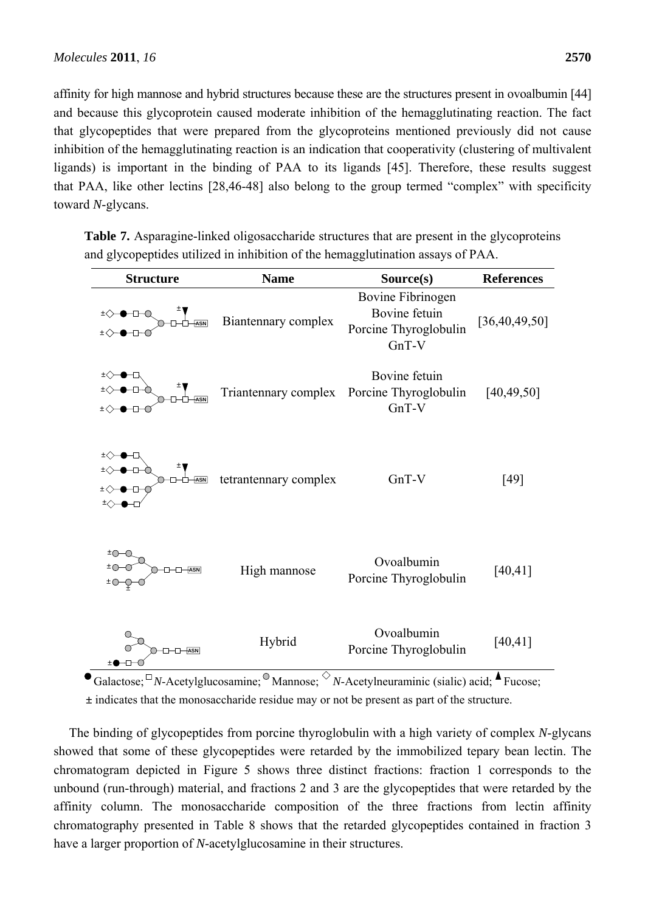affinity for high mannose and hybrid structures because these are the structures present in ovoalbumin [44] and because this glycoprotein caused moderate inhibition of the hemagglutinating reaction. The fact that glycopeptides that were prepared from the glycoproteins mentioned previously did not cause inhibition of the hemagglutinating reaction is an indication that cooperativity (clustering of multivalent ligands) is important in the binding of PAA to its ligands [45]. Therefore, these results suggest that PAA, like other lectins [28,46-48] also belong to the group termed "complex" with specificity toward *N*-glycans.

**Table 7.** Asparagine-linked oligosaccharide structures that are present in the glycoproteins and glycopeptides utilized in inhibition of the hemagglutination assays of PAA.

| Structure | Name | Source(s) | References |
|---|---|---|---|
| | Biantennary complex | Bovine Fibrinogen<br>Bovine fetuin<br>Porcine Thyroglobulin<br>GnT-V | [36,40,49,50] |
| | Triantennary complex | Bovine fetuin<br>Porcine Thyroglobulin<br>GnT-V | [40,49,50] |
| | tetrantennary complex | GnT-V | [49] |
| | High mannose | Ovoalbumin<br>Porcine Thyroglobulin | [40,41] |
| | Hybrid | Ovoalbumin<br>Porcine Thyroglobulin | [40,41] |

● Galactose; □ *N*-Acetylglucosamine; ○ Mannose; ◇ *N*-Acetylneuraminic (sialic) acid; ▲ Fucose; ± indicates that the monosaccharide residue may or not be present as part of the structure.

The binding of glycopeptides from porcine thyroglobulin with a high variety of complex *N*-glycans showed that some of these glycopeptides were retarded by the immobilized tepary bean lectin. The chromatogram depicted in Figure 5 shows three distinct fractions: fraction 1 corresponds to the unbound (run-through) material, and fractions 2 and 3 are the glycopeptides that were retarded by the affinity column. The monosaccharide composition of the three fractions from lectin affinity chromatography presented in Table 8 shows that the retarded glycopeptides contained in fraction 3 have a larger proportion of *N*-acetylglucosamine in their structures.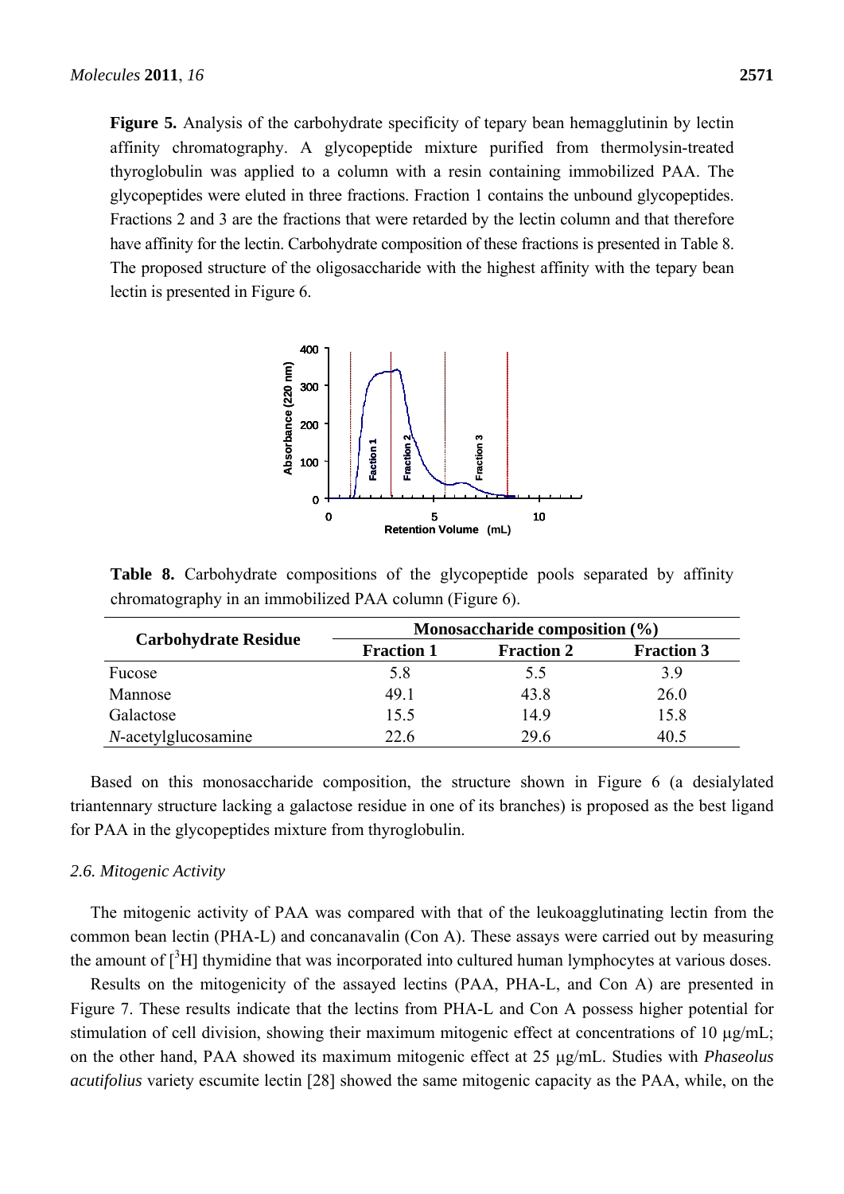**Figure 5.** Analysis of the carbohydrate specificity of tepary bean hemagglutinin by lectin affinity chromatography. A glycopeptide mixture purified from thermolysin-treated thyroglobulin was applied to a column with a resin containing immobilized PAA. The glycopeptides were eluted in three fractions. Fraction 1 contains the unbound glycopeptides. Fractions 2 and 3 are the fractions that were retarded by the lectin column and that therefore have affinity for the lectin. Carbohydrate composition of these fractions is presented in Table 8. The proposed structure of the oligosaccharide with the highest affinity with the tepary bean lectin is presented in Figure 6.

**Table 8.** Carbohydrate compositions of the glycopeptide pools separated by affinity chromatography in an immobilized PAA column (Figure 6).

| Carbohydrate Residue | Monosaccharide composition (%) | | |
|---|---|---|---|
| | Fraction 1 | Fraction 2 | Fraction 3 |
| Fucose | 5.8 | 5.5 | 3.9 |
| Mannose | 49.1 | 43.8 | 26.0 |
| Galactose | 15.5 | 14.9 | 15.8 |
| *N*-acetylglucosamine | 22.6 | 29.6 | 40.5 |

Based on this monosaccharide composition, the structure shown in Figure 6 (a desialylated triantennary structure lacking a galactose residue in one of its branches) is proposed as the best ligand for PAA in the glycopeptides mixture from thyroglobulin.

### *2.6. Mitogenic Activity*

The mitogenic activity of PAA was compared with that of the leukoagglutinating lectin from the common bean lectin (PHA-L) and concanavalin (Con A). These assays were carried out by measuring the amount of [$^3$H] thymidine that was incorporated into cultured human lymphocytes at various doses.

Results on the mitogenicity of the assayed lectins (PAA, PHA-L, and Con A) are presented in Figure 7. These results indicate that the lectins from PHA-L and Con A possess higher potential for stimulation of cell division, showing their maximum mitogenic effect at concentrations of 10 μg/mL; on the other hand, PAA showed its maximum mitogenic effect at 25 μg/mL. Studies with *Phaseolus acutifolius* variety escumite lectin [28] showed the same mitogenic capacity as the PAA, while, on the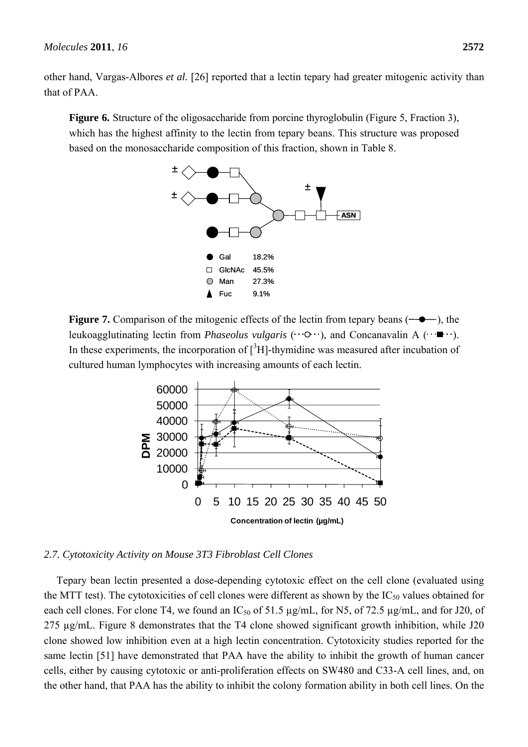other hand, Vargas-Albores *et al.* [26] reported that a lectin tepary had greater mitogenic activity than that of PAA.

**Figure 6.** Structure of the oligosaccharide from porcine thyroglobulin (Figure 5, Fraction 3), which has the highest affinity to the lectin from tepary beans. This structure was proposed based on the monosaccharide composition of this fraction, shown in Table 8.

**Figure 7.** Comparison of the mitogenic effects of the lectin from tepary beans (—●—), the leukoagglutinating lectin from *Phaseolus vulgaris* (···○···), and Concanavalin A (···■···). In these experiments, the incorporation of [$^3$H]-thymidine was measured after incubation of cultured human lymphocytes with increasing amounts of each lectin.

### 2.7. Cytotoxicity Activity on Mouse 3T3 Fibroblast Cell Clones

Tepary bean lectin presented a dose-depending cytotoxic effect on the cell clone (evaluated using the MTT test). The cytotoxicities of cell clones were different as shown by the $IC_{50}$ values obtained for each cell clones. For clone T4, we found an $IC_{50}$ of 51.5 µg/mL, for N5, of 72.5 µg/mL, and for J20, of 275 µg/mL. Figure 8 demonstrates that the T4 clone showed significant growth inhibition, while J20 clone showed low inhibition even at a high lectin concentration. Cytotoxicity studies reported for the same lectin [51] have demonstrated that PAA have the ability to inhibit the growth of human cancer cells, either by causing cytotoxic or anti-proliferation effects on SW480 and C33-A cell lines, and, on the other hand, that PAA has the ability to inhibit the colony formation ability in both cell lines. On the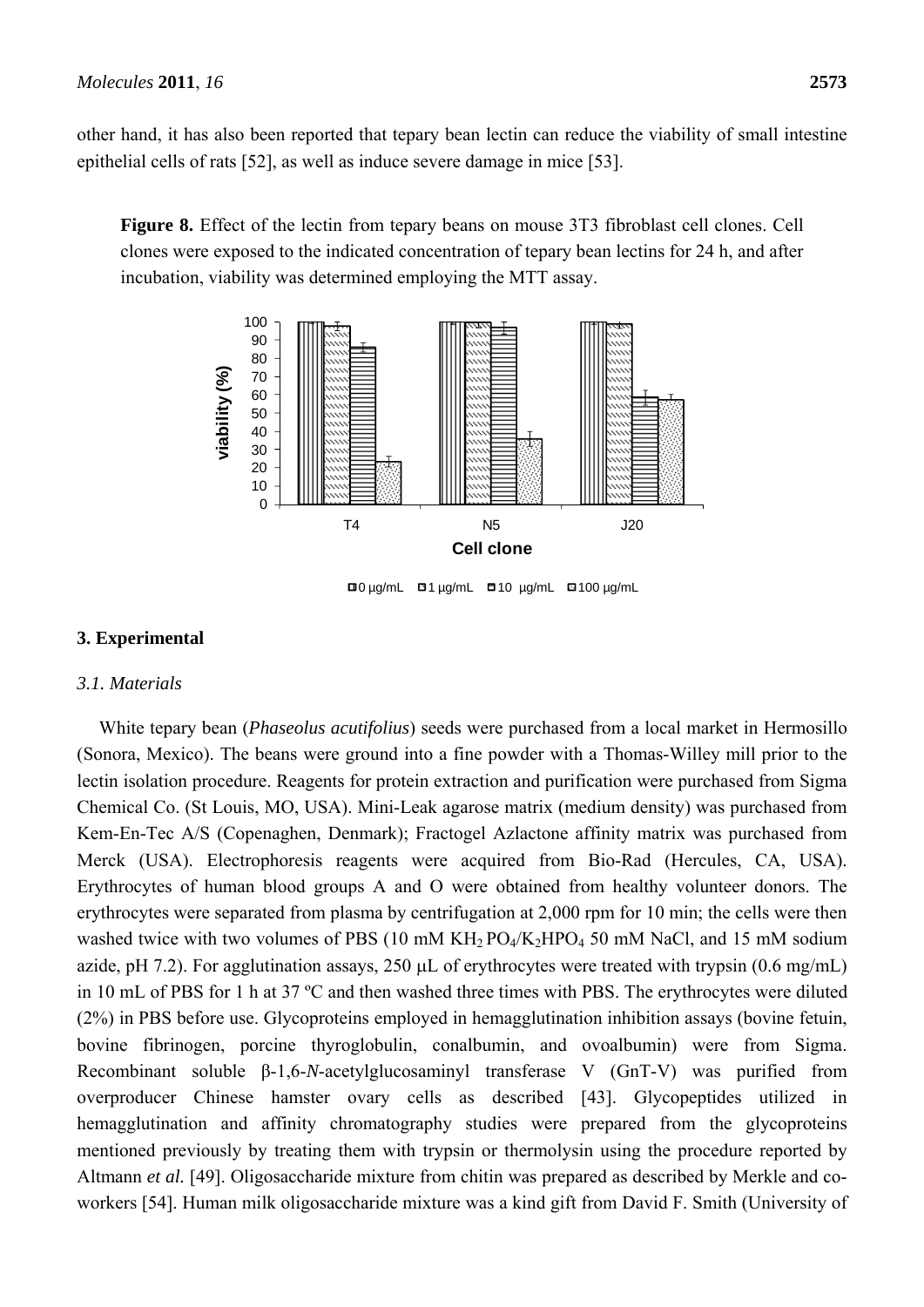other hand, it has also been reported that tepary bean lectin can reduce the viability of small intestine epithelial cells of rats [52], as well as induce severe damage in mice [53].

**Figure 8.** Effect of the lectin from tepary beans on mouse 3T3 fibroblast cell clones. Cell clones were exposed to the indicated concentration of tepary bean lectins for 24 h, and after incubation, viability was determined employing the MTT assay.

## 3. Experimental

### 3.1. Materials

White tepary bean (*Phaseolus acutifolius*) seeds were purchased from a local market in Hermosillo (Sonora, Mexico). The beans were ground into a fine powder with a Thomas-Willey mill prior to the lectin isolation procedure. Reagents for protein extraction and purification were purchased from Sigma Chemical Co. (St Louis, MO, USA). Mini-Leak agarose matrix (medium density) was purchased from Kem-En-Tec A/S (Copenaghen, Denmark); Fractogel Azlactone affinity matrix was purchased from Merck (USA). Electrophoresis reagents were acquired from Bio-Rad (Hercules, CA, USA). Erythrocytes of human blood groups A and O were obtained from healthy volunteer donors. The erythrocytes were separated from plasma by centrifugation at 2,000 rpm for 10 min; the cells were then washed twice with two volumes of PBS (10 mM $KH_2PO_4/K_2HPO_4$ 50 mM NaCl, and 15 mM sodium azide, pH 7.2). For agglutination assays, 250 μL of erythrocytes were treated with trypsin (0.6 mg/mL) in 10 mL of PBS for 1 h at 37 ºC and then washed three times with PBS. The erythrocytes were diluted (2%) in PBS before use. Glycoproteins employed in hemagglutination inhibition assays (bovine fetuin, bovine fibrinogen, porcine thyroglobulin, conalbumin, and ovoalbumin) were from Sigma. Recombinant soluble β-1,6-*N*-acetylglucosaminyl transferase V (GnT-V) was purified from overproducer Chinese hamster ovary cells as described [43]. Glycopeptides utilized in hemagglutination and affinity chromatography studies were prepared from the glycoproteins mentioned previously by treating them with trypsin or thermolysin using the procedure reported by Altmann *et al.* [49]. Oligosaccharide mixture from chitin was prepared as described by Merkle and co-workers [54]. Human milk oligosaccharide mixture was a kind gift from David F. Smith (University of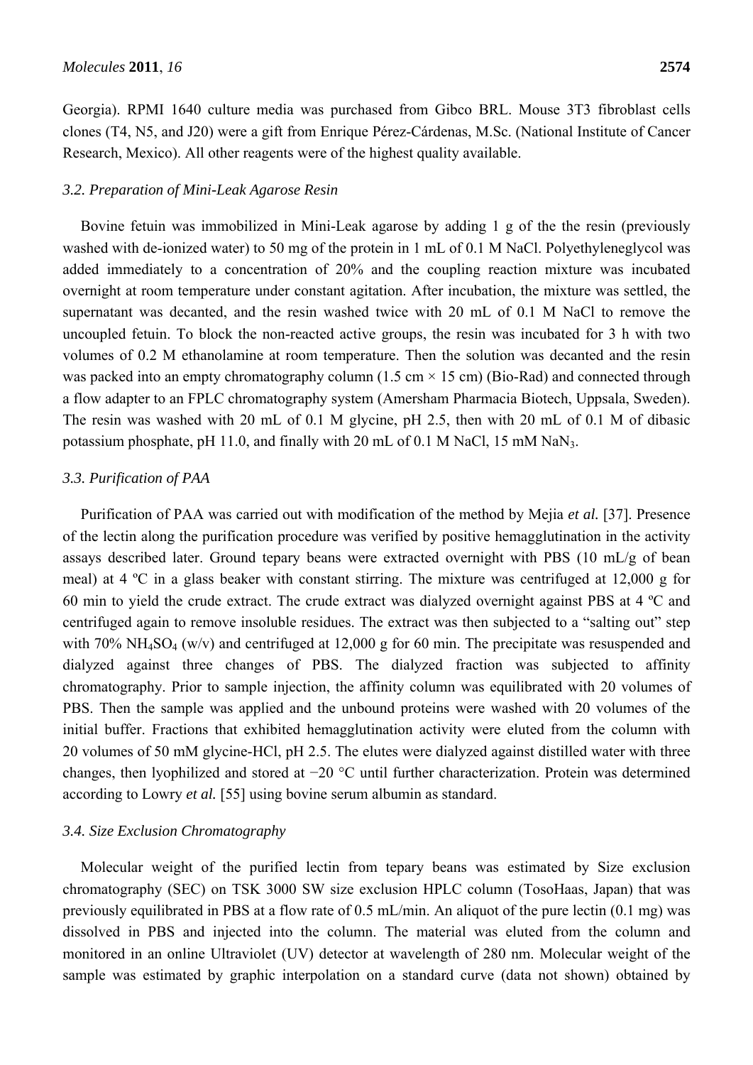Georgia). RPMI 1640 culture media was purchased from Gibco BRL. Mouse 3T3 fibroblast cells clones (T4, N5, and J20) were a gift from Enrique Pérez-Cárdenas, M.Sc. (National Institute of Cancer Research, Mexico). All other reagents were of the highest quality available.

### *3.2. Preparation of Mini-Leak Agarose Resin*

Bovine fetuin was immobilized in Mini-Leak agarose by adding 1 g of the the resin (previously washed with de-ionized water) to 50 mg of the protein in 1 mL of 0.1 M NaCl. Polyethyleneglycol was added immediately to a concentration of 20% and the coupling reaction mixture was incubated overnight at room temperature under constant agitation. After incubation, the mixture was settled, the supernatant was decanted, and the resin washed twice with 20 mL of 0.1 M NaCl to remove the uncoupled fetuin. To block the non-reacted active groups, the resin was incubated for 3 h with two volumes of 0.2 M ethanolamine at room temperature. Then the solution was decanted and the resin was packed into an empty chromatography column (1.5 cm × 15 cm) (Bio-Rad) and connected through a flow adapter to an FPLC chromatography system (Amersham Pharmacia Biotech, Uppsala, Sweden). The resin was washed with 20 mL of 0.1 M glycine, pH 2.5, then with 20 mL of 0.1 M of dibasic potassium phosphate, pH 11.0, and finally with 20 mL of 0.1 M NaCl, 15 mM $NaN_3$.

### *3.3. Purification of PAA*

Purification of PAA was carried out with modification of the method by Mejia *et al.* [37]. Presence of the lectin along the purification procedure was verified by positive hemagglutination in the activity assays described later. Ground tepary beans were extracted overnight with PBS (10 mL/g of bean meal) at 4 ºC in a glass beaker with constant stirring. The mixture was centrifuged at 12,000 g for 60 min to yield the crude extract. The crude extract was dialyzed overnight against PBS at 4 ºC and centrifuged again to remove insoluble residues. The extract was then subjected to a "salting out" step with 70% $NH_4SO_4$ (w/v) and centrifuged at 12,000 g for 60 min. The precipitate was resuspended and dialyzed against three changes of PBS. The dialyzed fraction was subjected to affinity chromatography. Prior to sample injection, the affinity column was equilibrated with 20 volumes of PBS. Then the sample was applied and the unbound proteins were washed with 20 volumes of the initial buffer. Fractions that exhibited hemagglutination activity were eluted from the column with 20 volumes of 50 mM glycine-HCl, pH 2.5. The elutes were dialyzed against distilled water with three changes, then lyophilized and stored at −20 °C until further characterization. Protein was determined according to Lowry *et al.* [55] using bovine serum albumin as standard.

### *3.4. Size Exclusion Chromatography*

Molecular weight of the purified lectin from tepary beans was estimated by Size exclusion chromatography (SEC) on TSK 3000 SW size exclusion HPLC column (TosoHaas, Japan) that was previously equilibrated in PBS at a flow rate of 0.5 mL/min. An aliquot of the pure lectin (0.1 mg) was dissolved in PBS and injected into the column. The material was eluted from the column and monitored in an online Ultraviolet (UV) detector at wavelength of 280 nm. Molecular weight of the sample was estimated by graphic interpolation on a standard curve (data not shown) obtained by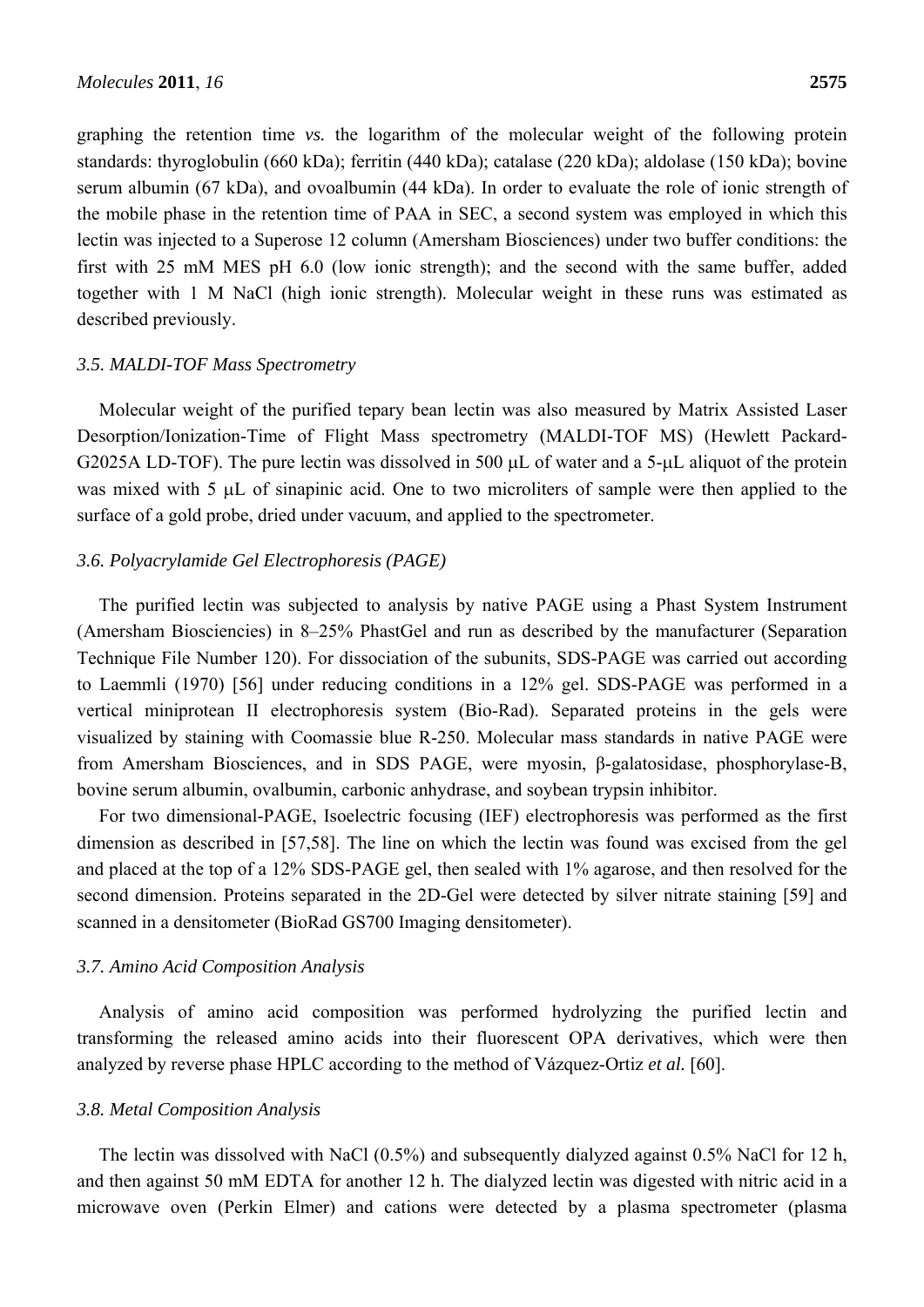graphing the retention time *vs.* the logarithm of the molecular weight of the following protein standards: thyroglobulin (660 kDa); ferritin (440 kDa); catalase (220 kDa); aldolase (150 kDa); bovine serum albumin (67 kDa), and ovoalbumin (44 kDa). In order to evaluate the role of ionic strength of the mobile phase in the retention time of PAA in SEC, a second system was employed in which this lectin was injected to a Superose 12 column (Amersham Biosciences) under two buffer conditions: the first with 25 mM MES pH 6.0 (low ionic strength); and the second with the same buffer, added together with 1 M NaCl (high ionic strength). Molecular weight in these runs was estimated as described previously.

### *3.5. MALDI-TOF Mass Spectrometry*

Molecular weight of the purified tepary bean lectin was also measured by Matrix Assisted Laser Desorption/Ionization-Time of Flight Mass spectrometry (MALDI-TOF MS) (Hewlett Packard-G2025A LD-TOF). The pure lectin was dissolved in 500 μL of water and a 5-μL aliquot of the protein was mixed with 5 μL of sinapinic acid. One to two microliters of sample were then applied to the surface of a gold probe, dried under vacuum, and applied to the spectrometer.

### *3.6. Polyacrylamide Gel Electrophoresis (PAGE)*

The purified lectin was subjected to analysis by native PAGE using a Phast System Instrument (Amersham Biosciencies) in 8–25% PhastGel and run as described by the manufacturer (Separation Technique File Number 120). For dissociation of the subunits, SDS-PAGE was carried out according to Laemmli (1970) [56] under reducing conditions in a 12% gel. SDS-PAGE was performed in a vertical miniprotean II electrophoresis system (Bio-Rad). Separated proteins in the gels were visualized by staining with Coomassie blue R-250. Molecular mass standards in native PAGE were from Amersham Biosciences, and in SDS PAGE, were myosin, β-galatosidase, phosphorylase-B, bovine serum albumin, ovalbumin, carbonic anhydrase, and soybean trypsin inhibitor.

For two dimensional-PAGE, Isoelectric focusing (IEF) electrophoresis was performed as the first dimension as described in [57,58]. The line on which the lectin was found was excised from the gel and placed at the top of a 12% SDS-PAGE gel, then sealed with 1% agarose, and then resolved for the second dimension. Proteins separated in the 2D-Gel were detected by silver nitrate staining [59] and scanned in a densitometer (BioRad GS700 Imaging densitometer).

### *3.7. Amino Acid Composition Analysis*

Analysis of amino acid composition was performed hydrolyzing the purified lectin and transforming the released amino acids into their fluorescent OPA derivatives, which were then analyzed by reverse phase HPLC according to the method of Vázquez-Ortiz *et al.* [60].

### *3.8. Metal Composition Analysis*

The lectin was dissolved with NaCl (0.5%) and subsequently dialyzed against 0.5% NaCl for 12 h, and then against 50 mM EDTA for another 12 h. The dialyzed lectin was digested with nitric acid in a microwave oven (Perkin Elmer) and cations were detected by a plasma spectrometer (plasma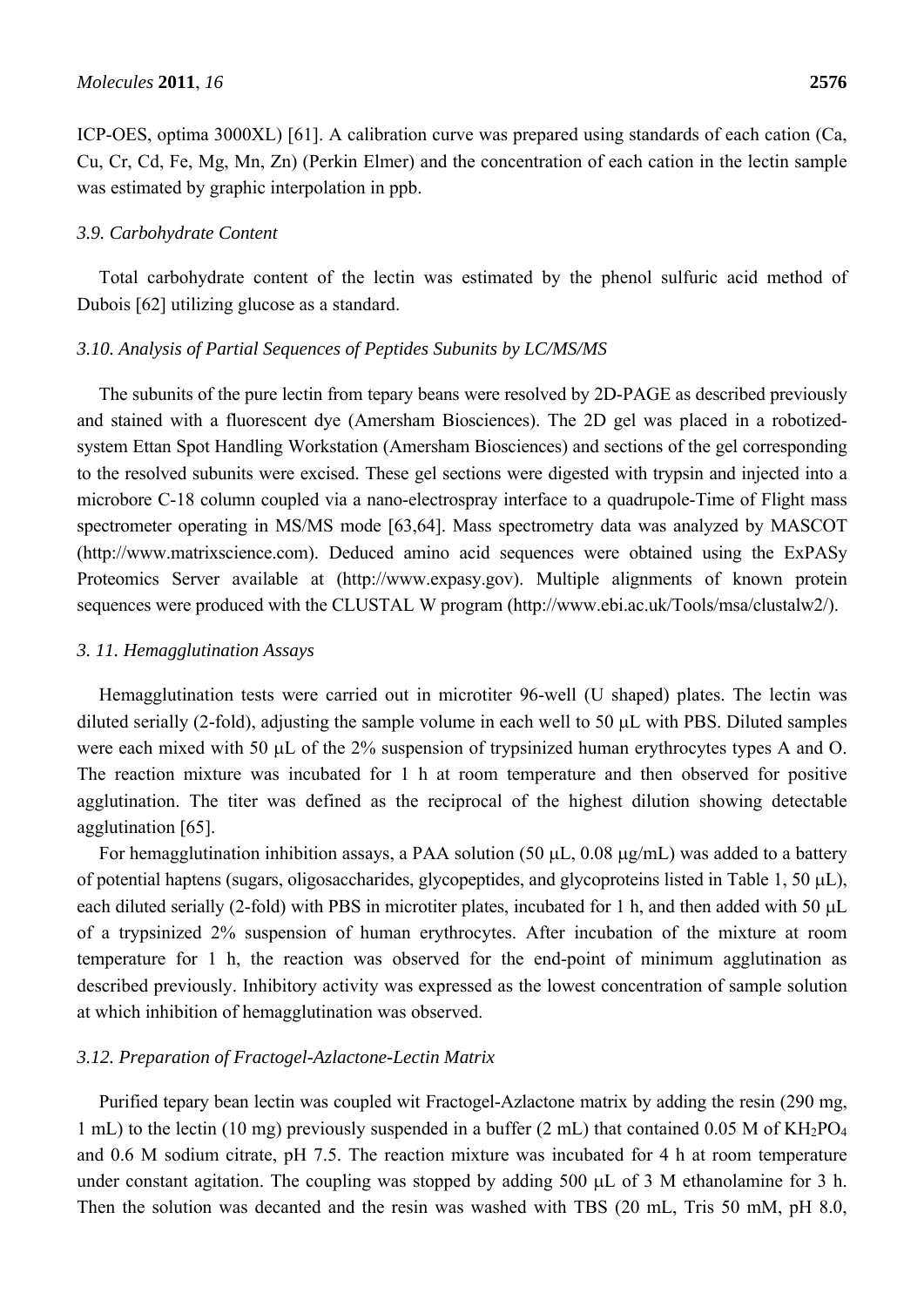ICP-OES, optima 3000XL) [61]. A calibration curve was prepared using standards of each cation (Ca, Cu, Cr, Cd, Fe, Mg, Mn, Zn) (Perkin Elmer) and the concentration of each cation in the lectin sample was estimated by graphic interpolation in ppb.

### *3.9. Carbohydrate Content*

Total carbohydrate content of the lectin was estimated by the phenol sulfuric acid method of Dubois [62] utilizing glucose as a standard.

### *3.10. Analysis of Partial Sequences of Peptides Subunits by LC/MS/MS*

The subunits of the pure lectin from tepary beans were resolved by 2D-PAGE as described previously and stained with a fluorescent dye (Amersham Biosciences). The 2D gel was placed in a robotized-system Ettan Spot Handling Workstation (Amersham Biosciences) and sections of the gel corresponding to the resolved subunits were excised. These gel sections were digested with trypsin and injected into a microbore C-18 column coupled via a nano-electrospray interface to a quadrupole-Time of Flight mass spectrometer operating in MS/MS mode [63,64]. Mass spectrometry data was analyzed by MASCOT (http://www.matrixscience.com). Deduced amino acid sequences were obtained using the ExPASy Proteomics Server available at (http://www.expasy.gov). Multiple alignments of known protein sequences were produced with the CLUSTAL W program (http://www.ebi.ac.uk/Tools/msa/clustalw2/).

### *3. 11. Hemagglutination Assays*

Hemagglutination tests were carried out in microtiter 96-well (U shaped) plates. The lectin was diluted serially (2-fold), adjusting the sample volume in each well to 50 μL with PBS. Diluted samples were each mixed with 50 μL of the 2% suspension of trypsinized human erythrocytes types A and O. The reaction mixture was incubated for 1 h at room temperature and then observed for positive agglutination. The titer was defined as the reciprocal of the highest dilution showing detectable agglutination [65].

For hemagglutination inhibition assays, a PAA solution (50 μL, 0.08 μg/mL) was added to a battery of potential haptens (sugars, oligosaccharides, glycopeptides, and glycoproteins listed in Table 1, 50 μL), each diluted serially (2-fold) with PBS in microtiter plates, incubated for 1 h, and then added with 50 μL of a trypsinized 2% suspension of human erythrocytes. After incubation of the mixture at room temperature for 1 h, the reaction was observed for the end-point of minimum agglutination as described previously. Inhibitory activity was expressed as the lowest concentration of sample solution at which inhibition of hemagglutination was observed.

### *3.12. Preparation of Fractogel-Azlactone-Lectin Matrix*

Purified tepary bean lectin was coupled wit Fractogel-Azlactone matrix by adding the resin (290 mg, 1 mL) to the lectin (10 mg) previously suspended in a buffer (2 mL) that contained 0.05 M of $KH_2PO_4$ and 0.6 M sodium citrate, pH 7.5. The reaction mixture was incubated for 4 h at room temperature under constant agitation. The coupling was stopped by adding 500 μL of 3 M ethanolamine for 3 h. Then the solution was decanted and the resin was washed with TBS (20 mL, Tris 50 mM, pH 8.0,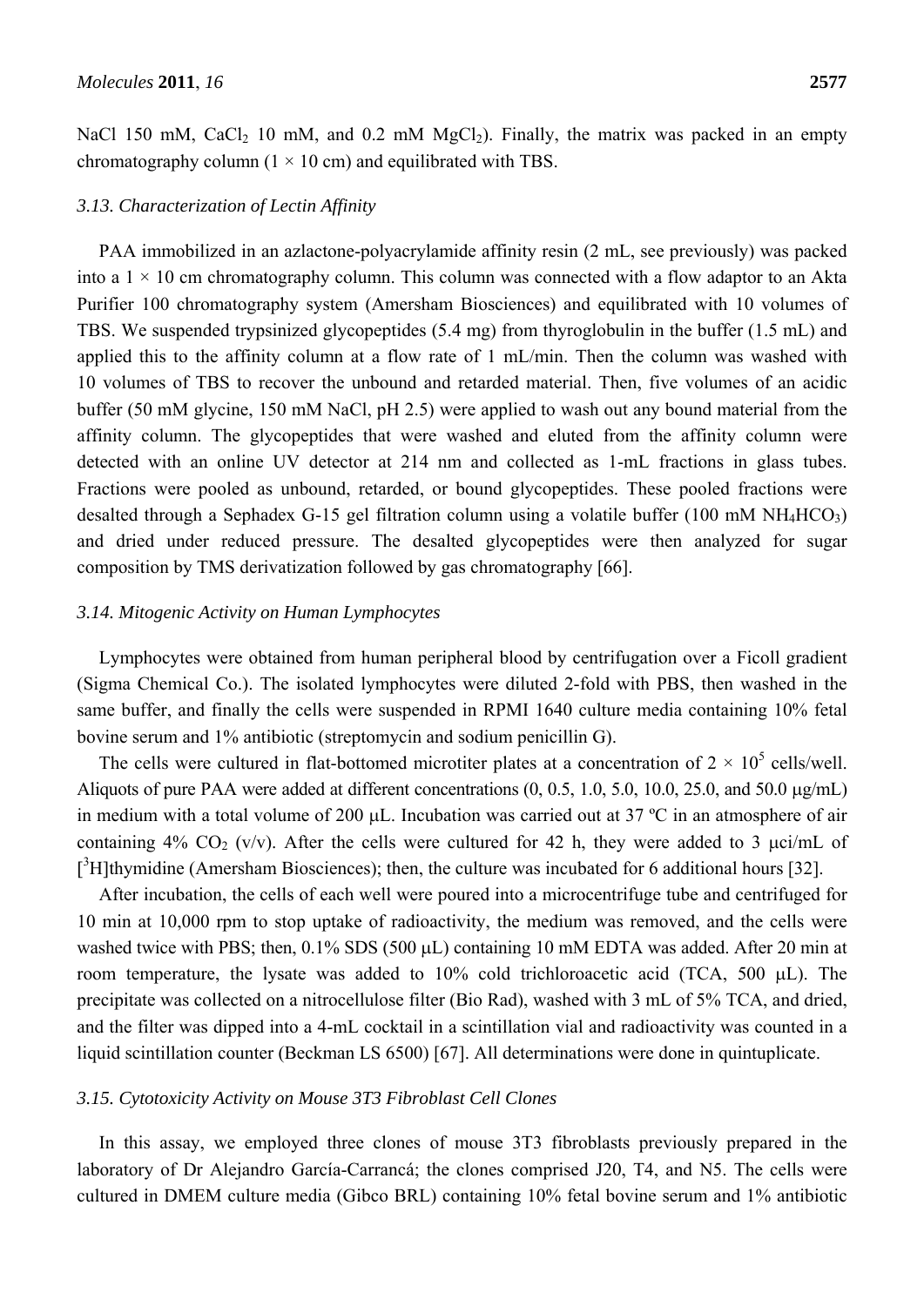NaCl 150 mM, $CaCl_2$ 10 mM, and 0.2 mM $MgCl_2$). Finally, the matrix was packed in an empty chromatography column (1 × 10 cm) and equilibrated with TBS.

### *3.13. Characterization of Lectin Affinity*

PAA immobilized in an azlactone-polyacrylamide affinity resin (2 mL, see previously) was packed into a 1 × 10 cm chromatography column. This column was connected with a flow adaptor to an Akta Purifier 100 chromatography system (Amersham Biosciences) and equilibrated with 10 volumes of TBS. We suspended trypsinized glycopeptides (5.4 mg) from thyroglobulin in the buffer (1.5 mL) and applied this to the affinity column at a flow rate of 1 mL/min. Then the column was washed with 10 volumes of TBS to recover the unbound and retarded material. Then, five volumes of an acidic buffer (50 mM glycine, 150 mM NaCl, pH 2.5) were applied to wash out any bound material from the affinity column. The glycopeptides that were washed and eluted from the affinity column were detected with an online UV detector at 214 nm and collected as 1-mL fractions in glass tubes. Fractions were pooled as unbound, retarded, or bound glycopeptides. These pooled fractions were desalted through a Sephadex G-15 gel filtration column using a volatile buffer (100 mM $NH_4HCO_3$) and dried under reduced pressure. The desalted glycopeptides were then analyzed for sugar composition by TMS derivatization followed by gas chromatography [66].

### *3.14. Mitogenic Activity on Human Lymphocytes*

Lymphocytes were obtained from human peripheral blood by centrifugation over a Ficoll gradient (Sigma Chemical Co.). The isolated lymphocytes were diluted 2-fold with PBS, then washed in the same buffer, and finally the cells were suspended in RPMI 1640 culture media containing 10% fetal bovine serum and 1% antibiotic (streptomycin and sodium penicillin G).

The cells were cultured in flat-bottomed microtiter plates at a concentration of $2 \times 10^5$ cells/well. Aliquots of pure PAA were added at different concentrations (0, 0.5, 1.0, 5.0, 10.0, 25.0, and 50.0 μg/mL) in medium with a total volume of 200 μL. Incubation was carried out at 37 ºC in an atmosphere of air containing 4% $CO_2$ (v/v). After the cells were cultured for 42 h, they were added to 3 μci/mL of [$^3$H]thymidine (Amersham Biosciences); then, the culture was incubated for 6 additional hours [32].

After incubation, the cells of each well were poured into a microcentrifuge tube and centrifuged for 10 min at 10,000 rpm to stop uptake of radioactivity, the medium was removed, and the cells were washed twice with PBS; then, 0.1% SDS (500 μL) containing 10 mM EDTA was added. After 20 min at room temperature, the lysate was added to 10% cold trichloroacetic acid (TCA, 500 μL). The precipitate was collected on a nitrocellulose filter (Bio Rad), washed with 3 mL of 5% TCA, and dried, and the filter was dipped into a 4-mL cocktail in a scintillation vial and radioactivity was counted in a liquid scintillation counter (Beckman LS 6500) [67]. All determinations were done in quintuplicate.

### *3.15. Cytotoxicity Activity on Mouse 3T3 Fibroblast Cell Clones*

In this assay, we employed three clones of mouse 3T3 fibroblasts previously prepared in the laboratory of Dr Alejandro García-Carrancá; the clones comprised J20, T4, and N5. The cells were cultured in DMEM culture media (Gibco BRL) containing 10% fetal bovine serum and 1% antibiotic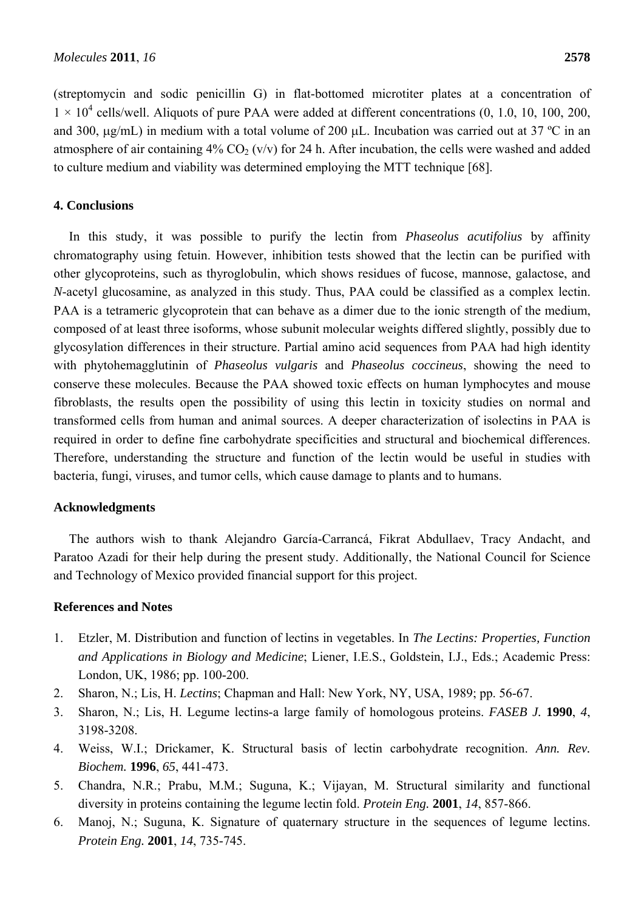(streptomycin and sodic penicillin G) in flat-bottomed microtiter plates at a concentration of $1 \times 10^4$ cells/well. Aliquots of pure PAA were added at different concentrations (0, 1.0, 10, 100, 200, and 300, μg/mL) in medium with a total volume of 200 μL. Incubation was carried out at 37 ºC in an atmosphere of air containing 4% $CO_2$ (v/v) for 24 h. After incubation, the cells were washed and added to culture medium and viability was determined employing the MTT technique [68].

## 4. Conclusions

In this study, it was possible to purify the lectin from *Phaseolus acutifolius* by affinity chromatography using fetuin. However, inhibition tests showed that the lectin can be purified with other glycoproteins, such as thyroglobulin, which shows residues of fucose, mannose, galactose, and *N*-acetyl glucosamine, as analyzed in this study. Thus, PAA could be classified as a complex lectin. PAA is a tetrameric glycoprotein that can behave as a dimer due to the ionic strength of the medium, composed of at least three isoforms, whose subunit molecular weights differed slightly, possibly due to glycosylation differences in their structure. Partial amino acid sequences from PAA had high identity with phytohemagglutinin of *Phaseolus vulgaris* and *Phaseolus coccineus*, showing the need to conserve these molecules. Because the PAA showed toxic effects on human lymphocytes and mouse fibroblasts, the results open the possibility of using this lectin in toxicity studies on normal and transformed cells from human and animal sources. A deeper characterization of isolectins in PAA is required in order to define fine carbohydrate specificities and structural and biochemical differences. Therefore, understanding the structure and function of the lectin would be useful in studies with bacteria, fungi, viruses, and tumor cells, which cause damage to plants and to humans.

## Acknowledgments

The authors wish to thank Alejandro García-Carrancá, Fikrat Abdullaev, Tracy Andacht, and Paratoo Azadi for their help during the present study. Additionally, the National Council for Science and Technology of Mexico provided financial support for this project.

## References and Notes

1. Etzler, M. Distribution and function of lectins in vegetables. In *The Lectins: Properties, Function and Applications in Biology and Medicine*; Liener, I.E.S., Goldstein, I.J., Eds.; Academic Press: London, UK, 1986; pp. 100-200.
2. Sharon, N.; Lis, H. *Lectins*; Chapman and Hall: New York, NY, USA, 1989; pp. 56-67.
3. Sharon, N.; Lis, H. Legume lectins-a large family of homologous proteins. *FASEB J.* **1990**, *4*, 3198-3208.
4. Weiss, W.I.; Drickamer, K. Structural basis of lectin carbohydrate recognition. *Ann. Rev. Biochem.* **1996**, *65*, 441-473.
5. Chandra, N.R.; Prabu, M.M.; Suguna, K.; Vijayan, M. Structural similarity and functional diversity in proteins containing the legume lectin fold. *Protein Eng.* **2001**, *14*, 857-866.
6. Manoj, N.; Suguna, K. Signature of quaternary structure in the sequences of legume lectins. *Protein Eng.* **2001**, *14*, 735-745.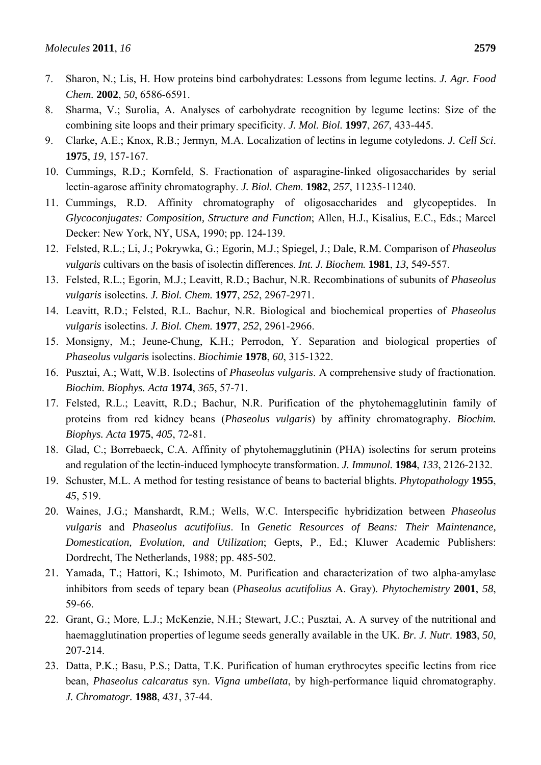7. Sharon, N.; Lis, H. How proteins bind carbohydrates: Lessons from legume lectins. *J. Agr. Food Chem.* **2002**, *50*, 6586-6591.
8. Sharma, V.; Surolia, A. Analyses of carbohydrate recognition by legume lectins: Size of the combining site loops and their primary specificity. *J. Mol. Biol.* **1997**, *267*, 433-445.
9. Clarke, A.E.; Knox, R.B.; Jermyn, M.A. Localization of lectins in legume cotyledons. *J. Cell Sci*. **1975**, *19*, 157-167.
10. Cummings, R.D.; Kornfeld, S. Fractionation of asparagine-linked oligosaccharides by serial lectin-agarose affinity chromatography. *J. Biol. Chem*. **1982**, *257*, 11235-11240.
11. Cummings, R.D. Affinity chromatography of oligosaccharides and glycopeptides. In *Glycoconjugates: Composition, Structure and Function*; Allen, H.J., Kisalius, E.C., Eds.; Marcel Decker: New York, NY, USA, 1990; pp. 124-139.
12. Felsted, R.L.; Li, J.; Pokrywka, G.; Egorin, M.J.; Spiegel, J.; Dale, R.M. Comparison of *Phaseolus vulgaris* cultivars on the basis of isolectin differences. *Int. J. Biochem.* **1981**, *13*, 549-557.
13. Felsted, R.L.; Egorin, M.J.; Leavitt, R.D.; Bachur, N.R. Recombinations of subunits of *Phaseolus vulgaris* isolectins. *J. Biol. Chem.* **1977**, *252*, 2967-2971.
14. Leavitt, R.D.; Felsted, R.L. Bachur, N.R. Biological and biochemical properties of *Phaseolus vulgaris* isolectins. *J. Biol. Chem.* **1977**, *252*, 2961-2966.
15. Monsigny, M.; Jeune-Chung, K.H.; Perrodon, Y. Separation and biological properties of *Phaseolus vulgaris* isolectins. *Biochimie* **1978**, *60*, 315-1322.
16. Pusztai, A.; Watt, W.B. Isolectins of *Phaseolus vulgaris*. A comprehensive study of fractionation. *Biochim. Biophys. Acta* **1974**, *365*, 57-71.
17. Felsted, R.L.; Leavitt, R.D.; Bachur, N.R. Purification of the phytohemagglutinin family of proteins from red kidney beans (*Phaseolus vulgaris*) by affinity chromatography. *Biochim. Biophys. Acta* **1975**, *405*, 72-81.
18. Glad, C.; Borrebaeck, C.A. Affinity of phytohemagglutinin (PHA) isolectins for serum proteins and regulation of the lectin-induced lymphocyte transformation. *J. Immunol.* **1984**, *133*, 2126-2132.
19. Schuster, M.L. A method for testing resistance of beans to bacterial blights. *Phytopathology* **1955**, *45*, 519.
20. Waines, J.G.; Manshardt, R.M.; Wells, W.C. Interspecific hybridization between *Phaseolus vulgaris* and *Phaseolus acutifolius*. In *Genetic Resources of Beans: Their Maintenance, Domestication, Evolution, and Utilization*; Gepts, P., Ed.; Kluwer Academic Publishers: Dordrecht, The Netherlands, 1988; pp. 485-502.
21. Yamada, T.; Hattori, K.; Ishimoto, M. Purification and characterization of two alpha-amylase inhibitors from seeds of tepary bean (*Phaseolus acutifolius* A. Gray). *Phytochemistry* **2001**, *58*, 59-66.
22. Grant, G.; More, L.J.; McKenzie, N.H.; Stewart, J.C.; Pusztai, A. A survey of the nutritional and haemagglutination properties of legume seeds generally available in the UK. *Br. J. Nutr*. **1983**, *50*, 207-214.
23. Datta, P.K.; Basu, P.S.; Datta, T.K. Purification of human erythrocytes specific lectins from rice bean, *Phaseolus calcaratus* syn. *Vigna umbellata*, by high-performance liquid chromatography. *J. Chromatogr.* **1988**, *431*, 37-44.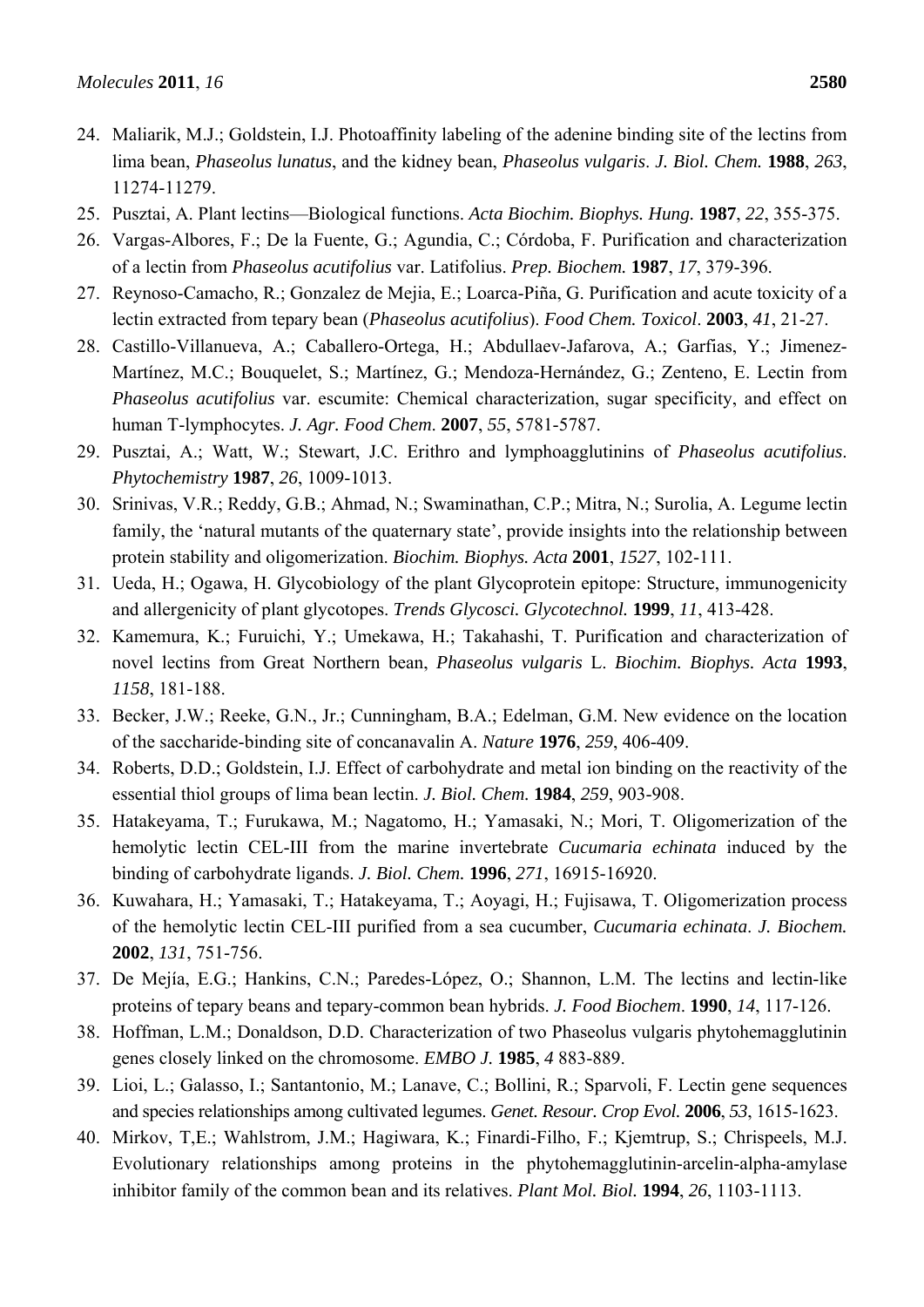24. Maliarik, M.J.; Goldstein, I.J. Photoaffinity labeling of the adenine binding site of the lectins from lima bean, *Phaseolus lunatus*, and the kidney bean, *Phaseolus vulgaris*. *J. Biol. Chem.* **1988**, *263*, 11274-11279.
25. Pusztai, A. Plant lectins—Biological functions. *Acta Biochim. Biophys. Hung.* **1987**, *22*, 355-375.
26. Vargas-Albores, F.; De la Fuente, G.; Agundia, C.; Córdoba, F. Purification and characterization of a lectin from *Phaseolus acutifolius* var. Latifolius. *Prep. Biochem.* **1987**, *17*, 379-396.
27. Reynoso-Camacho, R.; Gonzalez de Mejia, E.; Loarca-Piña, G. Purification and acute toxicity of a lectin extracted from tepary bean (*Phaseolus acutifolius*). *Food Chem. Toxicol*. **2003**, *41*, 21-27.
28. Castillo-Villanueva, A.; Caballero-Ortega, H.; Abdullaev-Jafarova, A.; Garfias, Y.; Jimenez-Martínez, M.C.; Bouquelet, S.; Martínez, G.; Mendoza-Hernández, G.; Zenteno, E. Lectin from *Phaseolus acutifolius* var. escumite: Chemical characterization, sugar specificity, and effect on human T-lymphocytes. *J. Agr. Food Chem*. **2007**, *55*, 5781-5787.
29. Pusztai, A.; Watt, W.; Stewart, J.C. Erithro and lymphoagglutinins of *Phaseolus acutifolius*. *Phytochemistry* **1987**, *26*, 1009-1013.
30. Srinivas, V.R.; Reddy, G.B.; Ahmad, N.; Swaminathan, C.P.; Mitra, N.; Surolia, A. Legume lectin family, the 'natural mutants of the quaternary state', provide insights into the relationship between protein stability and oligomerization. *Biochim. Biophys. Acta* **2001**, *1527*, 102-111.
31. Ueda, H.; Ogawa, H. Glycobiology of the plant Glycoprotein epitope: Structure, immunogenicity and allergenicity of plant glycotopes. *Trends Glycosci. Glycotechnol.* **1999**, *11*, 413-428.
32. Kamemura, K.; Furuichi, Y.; Umekawa, H.; Takahashi, T. Purification and characterization of novel lectins from Great Northern bean, *Phaseolus vulgaris* L. *Biochim. Biophys. Acta* **1993**, *1158*, 181-188.
33. Becker, J.W.; Reeke, G.N., Jr.; Cunningham, B.A.; Edelman, G.M. New evidence on the location of the saccharide-binding site of concanavalin A. *Nature* **1976**, *259*, 406-409.
34. Roberts, D.D.; Goldstein, I.J. Effect of carbohydrate and metal ion binding on the reactivity of the essential thiol groups of lima bean lectin. *J. Biol. Chem.* **1984**, *259*, 903-908.
35. Hatakeyama, T.; Furukawa, M.; Nagatomo, H.; Yamasaki, N.; Mori, T. Oligomerization of the hemolytic lectin CEL-III from the marine invertebrate *Cucumaria echinata* induced by the binding of carbohydrate ligands. *J. Biol. Chem.* **1996**, *271*, 16915-16920.
36. Kuwahara, H.; Yamasaki, T.; Hatakeyama, T.; Aoyagi, H.; Fujisawa, T. Oligomerization process of the hemolytic lectin CEL-III purified from a sea cucumber, *Cucumaria echinata*. *J. Biochem.* **2002**, *131*, 751-756.
37. De Mejía, E.G.; Hankins, C.N.; Paredes-López, O.; Shannon, L.M. The lectins and lectin-like proteins of tepary beans and tepary-common bean hybrids. *J. Food Biochem*. **1990**, *14*, 117-126.
38. Hoffman, L.M.; Donaldson, D.D. Characterization of two Phaseolus vulgaris phytohemagglutinin genes closely linked on the chromosome. *EMBO J.* **1985**, *4* 883-889.
39. Lioi, L.; Galasso, I.; Santantonio, M.; Lanave, C.; Bollini, R.; Sparvoli, F. Lectin gene sequences and species relationships among cultivated legumes. *Genet. Resour. Crop Evol.* **2006**, *53*, 1615-1623.
40. Mirkov, T,E.; Wahlstrom, J.M.; Hagiwara, K.; Finardi-Filho, F.; Kjemtrup, S.; Chrispeels, M.J. Evolutionary relationships among proteins in the phytohemagglutinin-arcelin-alpha-amylase inhibitor family of the common bean and its relatives. *Plant Mol. Biol.* **1994**, *26*, 1103-1113.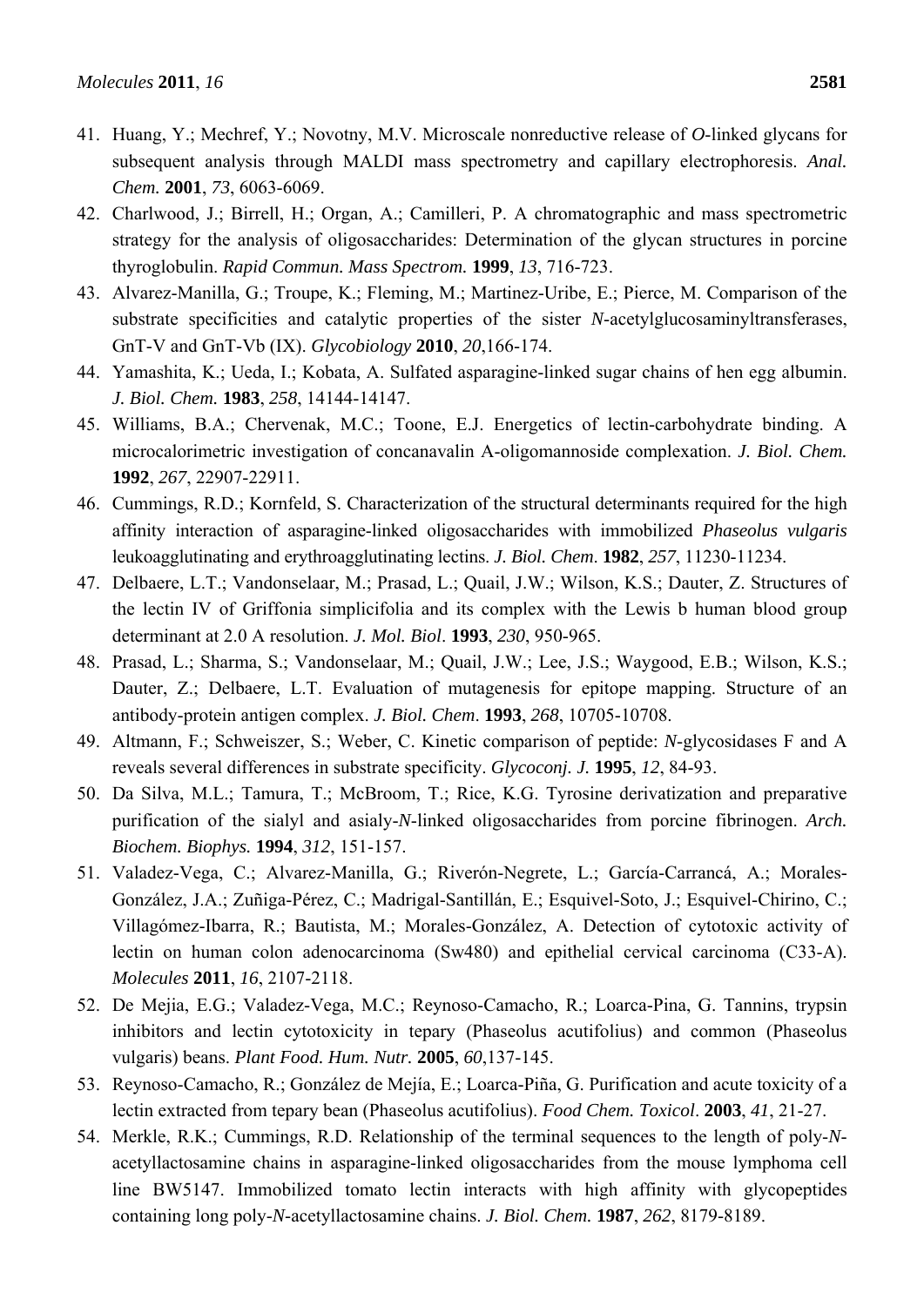41. Huang, Y.; Mechref, Y.; Novotny, M.V. Microscale nonreductive release of *O*-linked glycans for subsequent analysis through MALDI mass spectrometry and capillary electrophoresis. *Anal. Chem.* **2001**, *73*, 6063-6069.
42. Charlwood, J.; Birrell, H.; Organ, A.; Camilleri, P. A chromatographic and mass spectrometric strategy for the analysis of oligosaccharides: Determination of the glycan structures in porcine thyroglobulin. *Rapid Commun. Mass Spectrom.* **1999**, *13*, 716-723.
43. Alvarez-Manilla, G.; Troupe, K.; Fleming, M.; Martinez-Uribe, E.; Pierce, M. Comparison of the substrate specificities and catalytic properties of the sister *N*-acetylglucosaminyltransferases, GnT-V and GnT-Vb (IX). *Glycobiology* **2010**, *20*,166-174.
44. Yamashita, K.; Ueda, I.; Kobata, A. Sulfated asparagine-linked sugar chains of hen egg albumin. *J. Biol. Chem.* **1983**, *258*, 14144-14147.
45. Williams, B.A.; Chervenak, M.C.; Toone, E.J. Energetics of lectin-carbohydrate binding. A microcalorimetric investigation of concanavalin A-oligomannoside complexation. *J. Biol. Chem.* **1992**, *267*, 22907-22911.
46. Cummings, R.D.; Kornfeld, S. Characterization of the structural determinants required for the high affinity interaction of asparagine-linked oligosaccharides with immobilized *Phaseolus vulgaris* leukoagglutinating and erythroagglutinating lectins. *J. Biol. Chem*. **1982**, *257*, 11230-11234.
47. Delbaere, L.T.; Vandonselaar, M.; Prasad, L.; Quail, J.W.; Wilson, K.S.; Dauter, Z. Structures of the lectin IV of Griffonia simplicifolia and its complex with the Lewis b human blood group determinant at 2.0 A resolution. *J. Mol. Biol*. **1993**, *230*, 950-965.
48. Prasad, L.; Sharma, S.; Vandonselaar, M.; Quail, J.W.; Lee, J.S.; Waygood, E.B.; Wilson, K.S.; Dauter, Z.; Delbaere, L.T. Evaluation of mutagenesis for epitope mapping. Structure of an antibody-protein antigen complex. *J. Biol. Chem*. **1993**, *268*, 10705-10708.
49. Altmann, F.; Schweiszer, S.; Weber, C. Kinetic comparison of peptide: *N*-glycosidases F and A reveals several differences in substrate specificity. *Glycoconj. J.* **1995**, *12*, 84-93.
50. Da Silva, M.L.; Tamura, T.; McBroom, T.; Rice, K.G. Tyrosine derivatization and preparative purification of the sialyl and asialy-*N*-linked oligosaccharides from porcine fibrinogen. *Arch. Biochem. Biophys.* **1994**, *312*, 151-157.
51. Valadez-Vega, C.; Alvarez-Manilla, G.; Riverón-Negrete, L.; García-Carrancá, A.; Morales-González, J.A.; Zuñiga-Pérez, C.; Madrigal-Santillán, E.; Esquivel-Soto, J.; Esquivel-Chirino, C.; Villagómez-Ibarra, R.; Bautista, M.; Morales-González, A. Detection of cytotoxic activity of lectin on human colon adenocarcinoma (Sw480) and epithelial cervical carcinoma (C33-A). *Molecules* **2011**, *16*, 2107-2118.
52. De Mejia, E.G.; Valadez-Vega, M.C.; Reynoso-Camacho, R.; Loarca-Pina, G. Tannins, trypsin inhibitors and lectin cytotoxicity in tepary (Phaseolus acutifolius) and common (Phaseolus vulgaris) beans. *Plant Food. Hum. Nutr.* **2005**, *60*,137-145.
53. Reynoso-Camacho, R.; González de Mejía, E.; Loarca-Piña, G. Purification and acute toxicity of a lectin extracted from tepary bean (Phaseolus acutifolius). *Food Chem. Toxicol*. **2003**, *41*, 21-27.
54. Merkle, R.K.; Cummings, R.D. Relationship of the terminal sequences to the length of poly-*N*-acetyllactosamine chains in asparagine-linked oligosaccharides from the mouse lymphoma cell line BW5147. Immobilized tomato lectin interacts with high affinity with glycopeptides containing long poly-*N*-acetyllactosamine chains. *J. Biol. Chem.* **1987**, *262*, 8179-8189.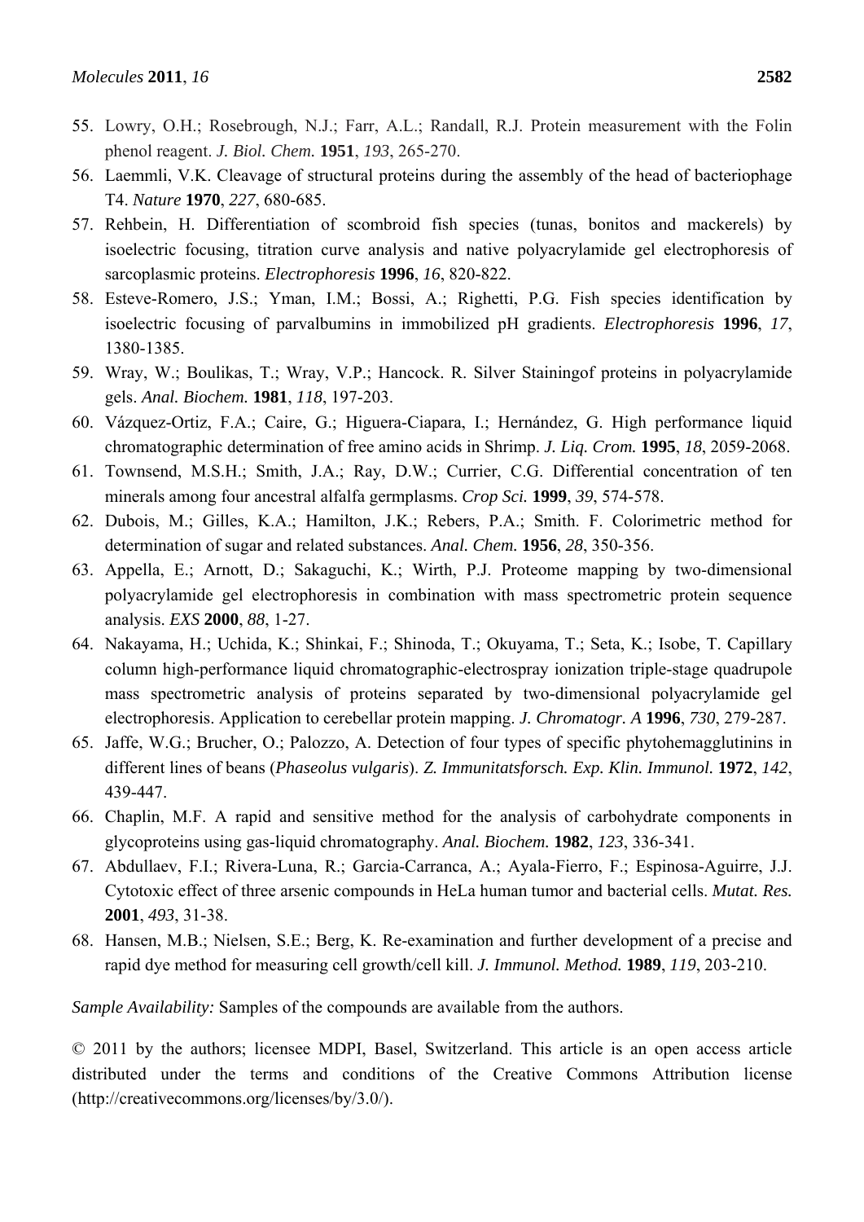55. Lowry, O.H.; Rosebrough, N.J.; Farr, A.L.; Randall, R.J. Protein measurement with the Folin phenol reagent. *J. Biol. Chem.* **1951**, *193*, 265-270.
56. Laemmli, V.K. Cleavage of structural proteins during the assembly of the head of bacteriophage T4. *Nature* **1970**, *227*, 680-685.
57. Rehbein, H. Differentiation of scombroid fish species (tunas, bonitos and mackerels) by isoelectric focusing, titration curve analysis and native polyacrylamide gel electrophoresis of sarcoplasmic proteins. *Electrophoresis* **1996**, *16*, 820-822.
58. Esteve-Romero, J.S.; Yman, I.M.; Bossi, A.; Righetti, P.G. Fish species identification by isoelectric focusing of parvalbumins in immobilized pH gradients. *Electrophoresis* **1996**, *17*, 1380-1385.
59. Wray, W.; Boulikas, T.; Wray, V.P.; Hancock. R. Silver Stainingof proteins in polyacrylamide gels. *Anal. Biochem.* **1981**, *118*, 197-203.
60. Vázquez-Ortiz, F.A.; Caire, G.; Higuera-Ciapara, I.; Hernández, G. High performance liquid chromatographic determination of free amino acids in Shrimp. *J. Liq. Crom.* **1995**, *18*, 2059-2068.
61. Townsend, M.S.H.; Smith, J.A.; Ray, D.W.; Currier, C.G. Differential concentration of ten minerals among four ancestral alfalfa germplasms. *Crop Sci.* **1999**, *39*, 574-578.
62. Dubois, M.; Gilles, K.A.; Hamilton, J.K.; Rebers, P.A.; Smith. F. Colorimetric method for determination of sugar and related substances. *Anal. Chem.* **1956**, *28*, 350-356.
63. Appella, E.; Arnott, D.; Sakaguchi, K.; Wirth, P.J. Proteome mapping by two-dimensional polyacrylamide gel electrophoresis in combination with mass spectrometric protein sequence analysis. *EXS* **2000**, *88*, 1-27.
64. Nakayama, H.; Uchida, K.; Shinkai, F.; Shinoda, T.; Okuyama, T.; Seta, K.; Isobe, T. Capillary column high-performance liquid chromatographic-electrospray ionization triple-stage quadrupole mass spectrometric analysis of proteins separated by two-dimensional polyacrylamide gel electrophoresis. Application to cerebellar protein mapping. *J. Chromatogr. A* **1996**, *730*, 279-287.
65. Jaffe, W.G.; Brucher, O.; Palozzo, A. Detection of four types of specific phytohemagglutinins in different lines of beans (*Phaseolus vulgaris*). *Z. Immunitatsforsch. Exp. Klin. Immunol.* **1972**, *142*, 439-447.
66. Chaplin, M.F. A rapid and sensitive method for the analysis of carbohydrate components in glycoproteins using gas-liquid chromatography. *Anal. Biochem.* **1982**, *123*, 336-341.
67. Abdullaev, F.I.; Rivera-Luna, R.; Garcia-Carranca, A.; Ayala-Fierro, F.; Espinosa-Aguirre, J.J. Cytotoxic effect of three arsenic compounds in HeLa human tumor and bacterial cells. *Mutat. Res.* **2001**, *493*, 31-38.
68. Hansen, M.B.; Nielsen, S.E.; Berg, K. Re-examination and further development of a precise and rapid dye method for measuring cell growth/cell kill. *J. Immunol. Method.* **1989**, *119*, 203-210.

*Sample Availability:* Samples of the compounds are available from the authors.

© 2011 by the authors; licensee MDPI, Basel, Switzerland. This article is an open access article distributed under the terms and conditions of the Creative Commons Attribution license (http://creativecommons.org/licenses/by/3.0/).